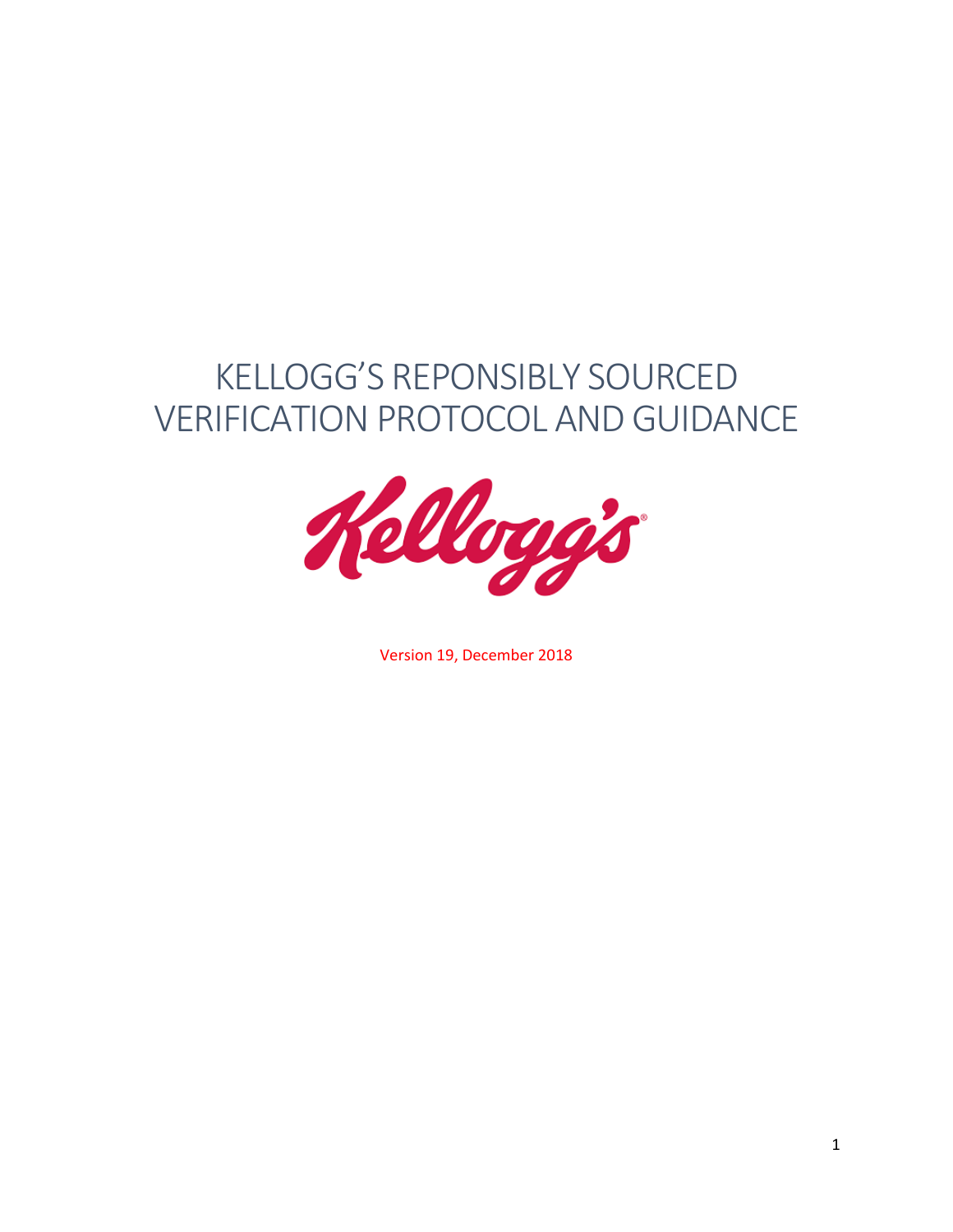# KELLOGG'S REPONSIBLY SOURCED VERIFICATION PROTOCOL AND GUIDANCE

Kellogg's

Version 19, December 2018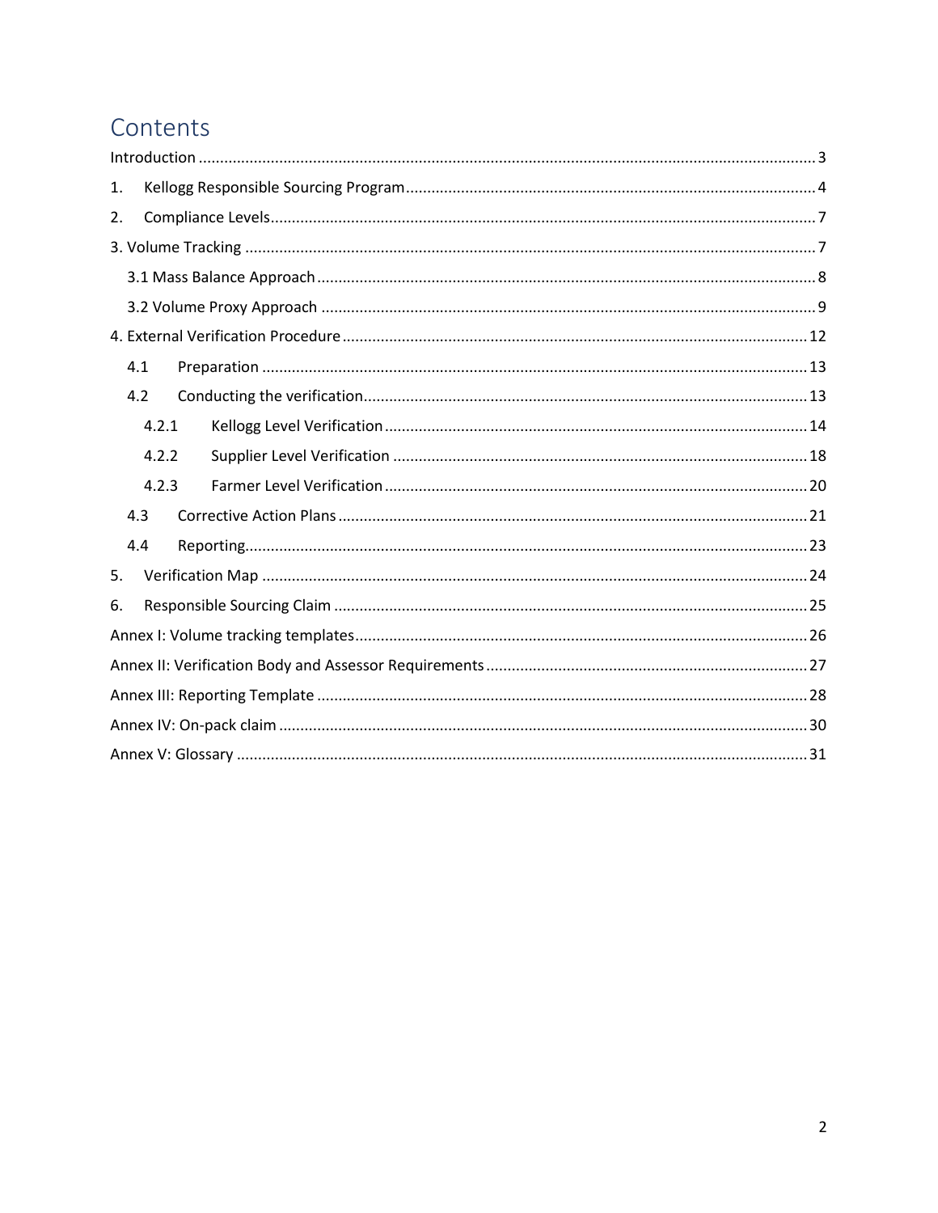# Contents

Introduction ..... 3

1. Kellogg Responsible Sourcing Program ..... 4
2. Compliance Levels ..... 7

3. Volume Tracking ..... 7

   - 3.1 Mass Balance Approach ..... 8
   - 3.2 Volume Proxy Approach ..... 9

4. External Verification Procedure ..... 12

   - 4.1 Preparation ..... 13
   - 4.2 Conducting the verification ..... 13
     - 4.2.1 Kellogg Level Verification ..... 14
     - 4.2.2 Supplier Level Verification ..... 18
     - 4.2.3 Farmer Level Verification ..... 20
   - 4.3 Corrective Action Plans ..... 21
   - 4.4 Reporting ..... 23

5. Verification Map ..... 24
6. Responsible Sourcing Claim ..... 25

Annex I: Volume tracking templates ..... 26

Annex II: Verification Body and Assessor Requirements ..... 27

Annex III: Reporting Template ..... 28

Annex IV: On-pack claim ..... 30

Annex V: Glossary ..... 31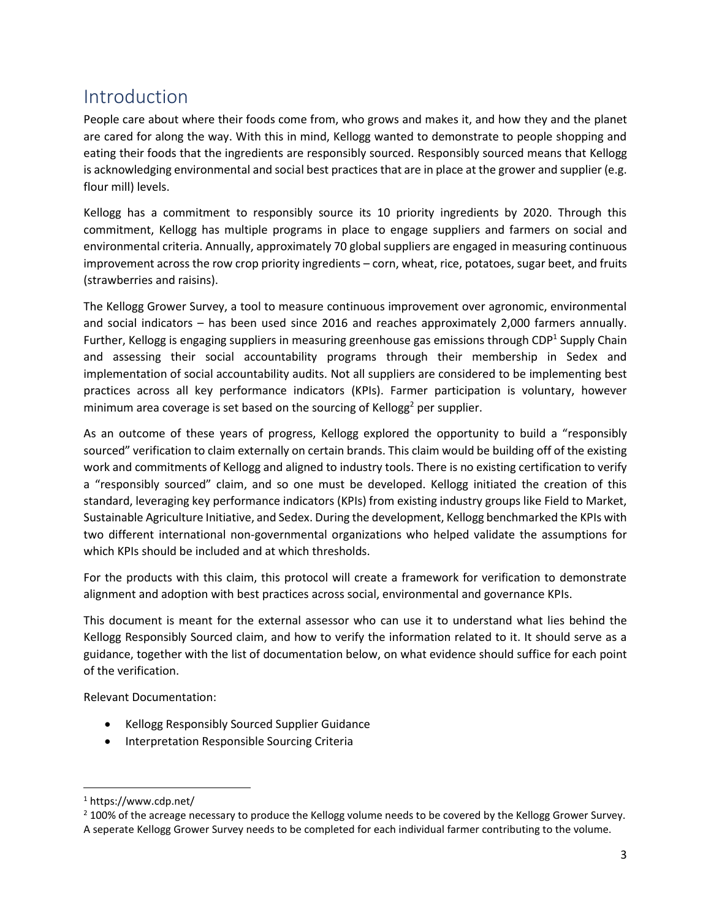# Introduction

People care about where their foods come from, who grows and makes it, and how they and the planet are cared for along the way. With this in mind, Kellogg wanted to demonstrate to people shopping and eating their foods that the ingredients are responsibly sourced. Responsibly sourced means that Kellogg is acknowledging environmental and social best practices that are in place at the grower and supplier (e.g. flour mill) levels.

Kellogg has a commitment to responsibly source its 10 priority ingredients by 2020. Through this commitment, Kellogg has multiple programs in place to engage suppliers and farmers on social and environmental criteria. Annually, approximately 70 global suppliers are engaged in measuring continuous improvement across the row crop priority ingredients – corn, wheat, rice, potatoes, sugar beet, and fruits (strawberries and raisins).

The Kellogg Grower Survey, a tool to measure continuous improvement over agronomic, environmental and social indicators – has been used since 2016 and reaches approximately 2,000 farmers annually. Further, Kellogg is engaging suppliers in measuring greenhouse gas emissions through CDP[1] Supply Chain and assessing their social accountability programs through their membership in Sedex and implementation of social accountability audits. Not all suppliers are considered to be implementing best practices across all key performance indicators (KPIs). Farmer participation is voluntary, however minimum area coverage is set based on the sourcing of Kellogg[2] per supplier.

As an outcome of these years of progress, Kellogg explored the opportunity to build a "responsibly sourced" verification to claim externally on certain brands. This claim would be building off of the existing work and commitments of Kellogg and aligned to industry tools. There is no existing certification to verify a "responsibly sourced" claim, and so one must be developed. Kellogg initiated the creation of this standard, leveraging key performance indicators (KPIs) from existing industry groups like Field to Market, Sustainable Agriculture Initiative, and Sedex. During the development, Kellogg benchmarked the KPIs with two different international non-governmental organizations who helped validate the assumptions for which KPIs should be included and at which thresholds.

For the products with this claim, this protocol will create a framework for verification to demonstrate alignment and adoption with best practices across social, environmental and governance KPIs.

This document is meant for the external assessor who can use it to understand what lies behind the Kellogg Responsibly Sourced claim, and how to verify the information related to it. It should serve as a guidance, together with the list of documentation below, on what evidence should suffice for each point of the verification.

Relevant Documentation:

- Kellogg Responsibly Sourced Supplier Guidance
- Interpretation Responsible Sourcing Criteria

---

[1] https://www.cdp.net/

[2] 100% of the acreage necessary to produce the Kellogg volume needs to be covered by the Kellogg Grower Survey. A seperate Kellogg Grower Survey needs to be completed for each individual farmer contributing to the volume.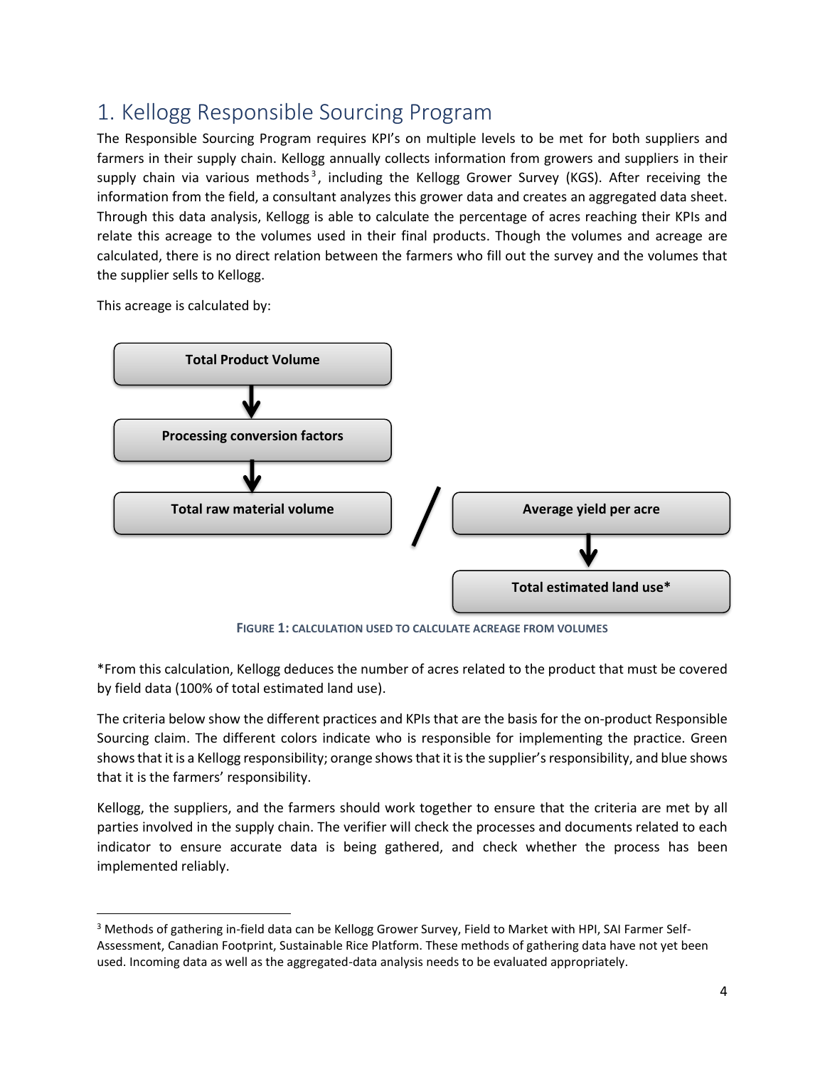# 1. Kellogg Responsible Sourcing Program

The Responsible Sourcing Program requires KPI's on multiple levels to be met for both suppliers and farmers in their supply chain. Kellogg annually collects information from growers and suppliers in their supply chain via various methods[3], including the Kellogg Grower Survey (KGS). After receiving the information from the field, a consultant analyzes this grower data and creates an aggregated data sheet. Through this data analysis, Kellogg is able to calculate the percentage of acres reaching their KPIs and relate this acreage to the volumes used in their final products. Though the volumes and acreage are calculated, there is no direct relation between the farmers who fill out the survey and the volumes that the supplier sells to Kellogg.

This acreage is calculated by:

**Total Product Volume**
↓
**Processing conversion factors**
↓
**Total raw material volume** / **Average yield per acre**
↓
**Total estimated land use***

**FIGURE 1: CALCULATION USED TO CALCULATE ACREAGE FROM VOLUMES**

*From this calculation, Kellogg deduces the number of acres related to the product that must be covered by field data (100% of total estimated land use).

The criteria below show the different practices and KPIs that are the basis for the on-product Responsible Sourcing claim. The different colors indicate who is responsible for implementing the practice. Green shows that it is a Kellogg responsibility; orange shows that it is the supplier's responsibility, and blue shows that it is the farmers' responsibility.

Kellogg, the suppliers, and the farmers should work together to ensure that the criteria are met by all parties involved in the supply chain. The verifier will check the processes and documents related to each indicator to ensure accurate data is being gathered, and check whether the process has been implemented reliably.

---

[3] Methods of gathering in-field data can be Kellogg Grower Survey, Field to Market with HPI, SAI Farmer Self-Assessment, Canadian Footprint, Sustainable Rice Platform. These methods of gathering data have not yet been used. Incoming data as well as the aggregated-data analysis needs to be evaluated appropriately.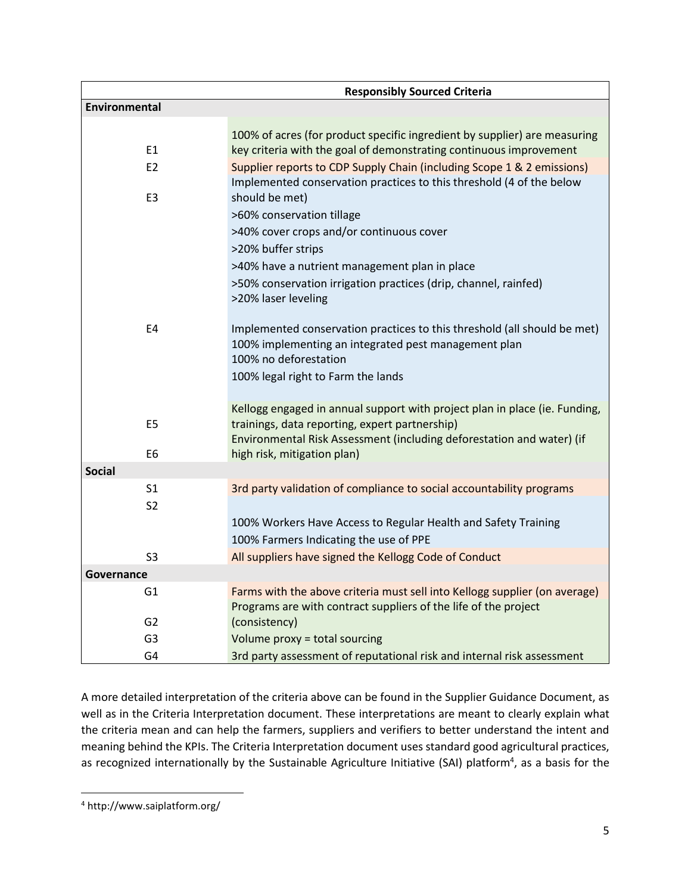| | Responsibly Sourced Criteria |
|---|---|
| **Environmental** | |
| E1 | 100% of acres (for product specific ingredient by supplier) are measuring key criteria with the goal of demonstrating continuous improvement |
| E2 | Supplier reports to CDP Supply Chain (including Scope 1 & 2 emissions) |
| E3 | Implemented conservation practices to this threshold (4 of the below should be met) |
| | >60% conservation tillage |
| | >40% cover crops and/or continuous cover |
| | >20% buffer strips |
| | >40% have a nutrient management plan in place |
| | >50% conservation irrigation practices (drip, channel, rainfed)<br>>20% laser leveling |
| E4 | Implemented conservation practices to this threshold (all should be met)<br>100% implementing an integrated pest management plan<br>100% no deforestation |
| | 100% legal right to Farm the lands |
| E5 | Kellogg engaged in annual support with project plan in place (ie. Funding, trainings, data reporting, expert partnership) |
| E6 | Environmental Risk Assessment (including deforestation and water) (if high risk, mitigation plan) |
| **Social** | |
| S1 | 3rd party validation of compliance to social accountability programs |
| S2 | |
| | 100% Workers Have Access to Regular Health and Safety Training |
| | 100% Farmers Indicating the use of PPE |
| S3 | All suppliers have signed the Kellogg Code of Conduct |
| **Governance** | |
| G1 | Farms with the above criteria must sell into Kellogg supplier (on average) |
| G2 | Programs are with contract suppliers of the life of the project (consistency) |
| G3 | Volume proxy = total sourcing |
| G4 | 3rd party assessment of reputational risk and internal risk assessment |

A more detailed interpretation of the criteria above can be found in the Supplier Guidance Document, as well as in the Criteria Interpretation document. These interpretations are meant to clearly explain what the criteria mean and can help the farmers, suppliers and verifiers to better understand the intent and meaning behind the KPIs. The Criteria Interpretation document uses standard good agricultural practices, as recognized internationally by the Sustainable Agriculture Initiative (SAI) platform[4], as a basis for the

[4] http://www.saiplatform.org/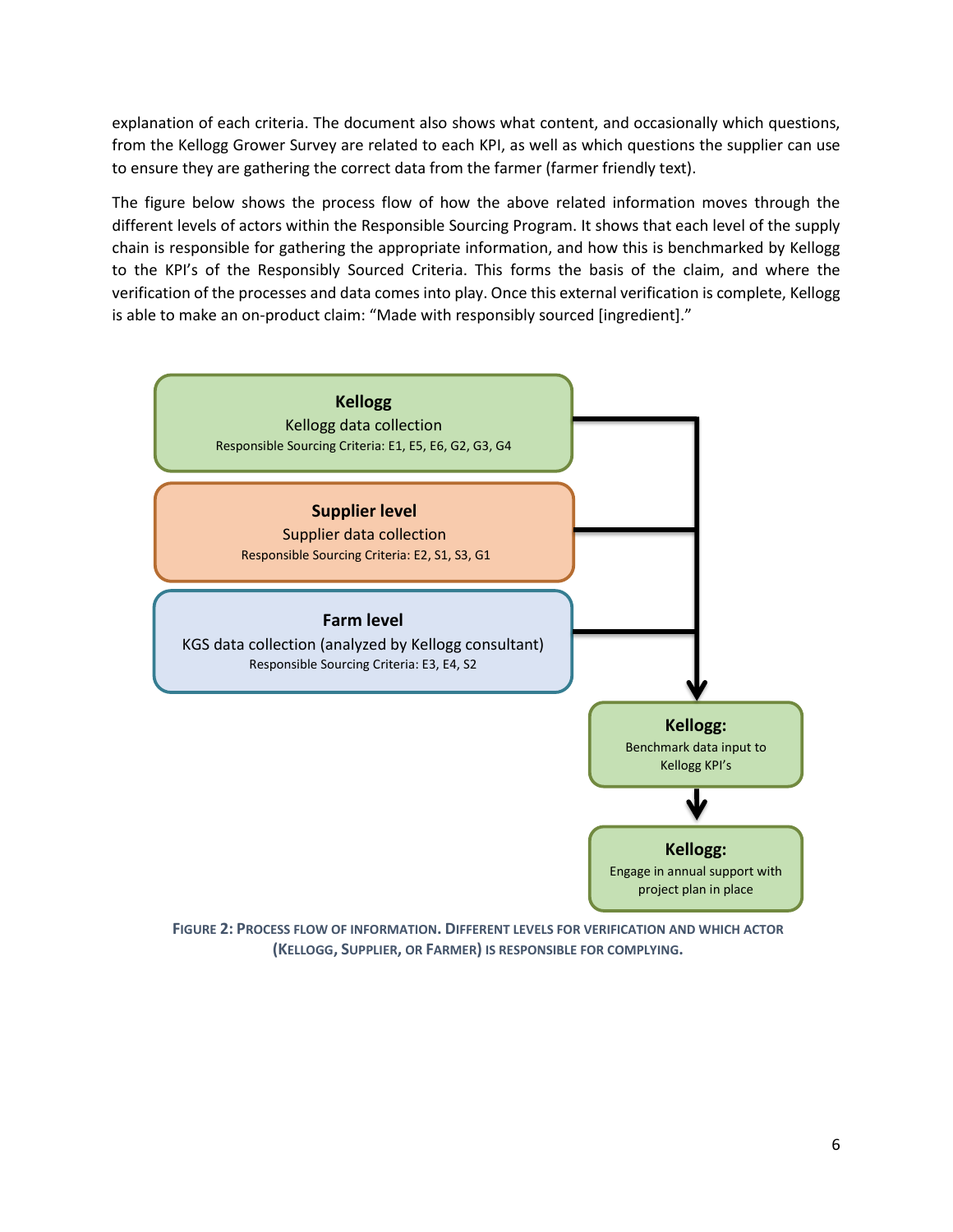explanation of each criteria. The document also shows what content, and occasionally which questions, from the Kellogg Grower Survey are related to each KPI, as well as which questions the supplier can use to ensure they are gathering the correct data from the farmer (farmer friendly text).

The figure below shows the process flow of how the above related information moves through the different levels of actors within the Responsible Sourcing Program. It shows that each level of the supply chain is responsible for gathering the appropriate information, and how this is benchmarked by Kellogg to the KPI's of the Responsibly Sourced Criteria. This forms the basis of the claim, and where the verification of the processes and data comes into play. Once this external verification is complete, Kellogg is able to make an on-product claim: "Made with responsibly sourced [ingredient]."

**Kellogg**
Kellogg data collection
Responsible Sourcing Criteria: E1, E5, E6, G2, G3, G4

**Supplier level**
Supplier data collection
Responsible Sourcing Criteria: E2, S1, S3, G1

**Farm level**
KGS data collection (analyzed by Kellogg consultant)
Responsible Sourcing Criteria: E3, E4, S2

**Kellogg:**
Benchmark data input to Kellogg KPI's

**Kellogg:**
Engage in annual support with project plan in place

FIGURE 2: PROCESS FLOW OF INFORMATION. DIFFERENT LEVELS FOR VERIFICATION AND WHICH ACTOR (KELLOGG, SUPPLIER, OR FARMER) IS RESPONSIBLE FOR COMPLYING.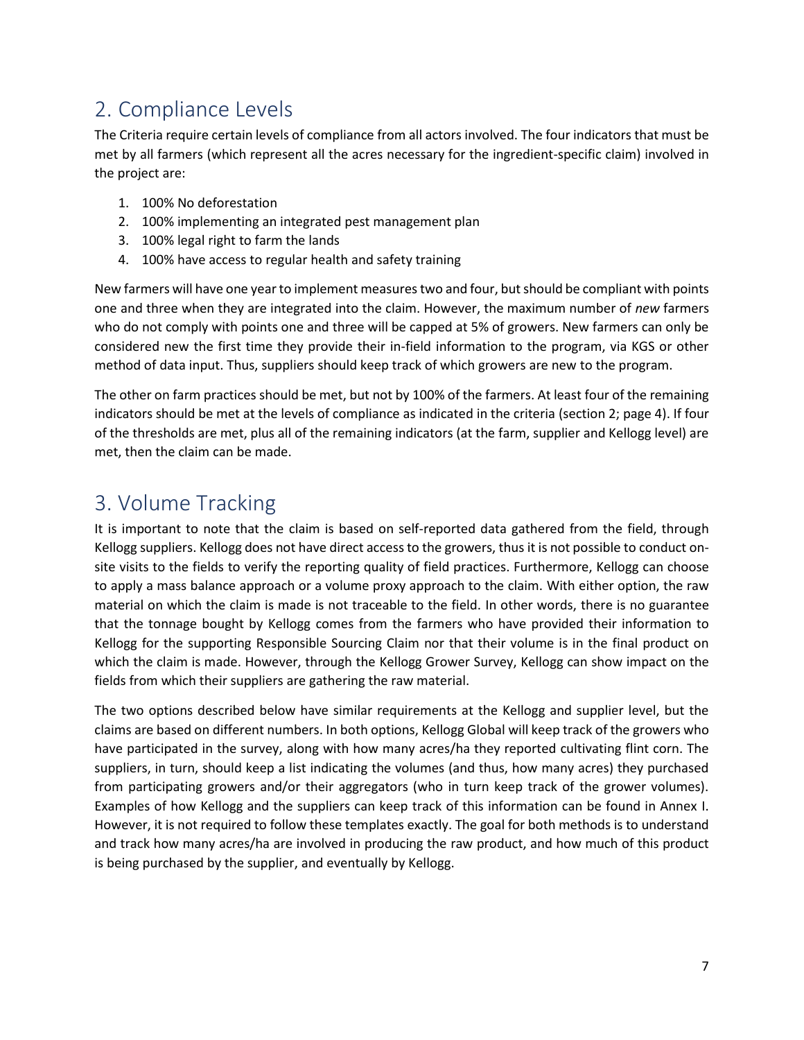## 2. Compliance Levels

The Criteria require certain levels of compliance from all actors involved. The four indicators that must be met by all farmers (which represent all the acres necessary for the ingredient-specific claim) involved in the project are:

1. 100% No deforestation
2. 100% implementing an integrated pest management plan
3. 100% legal right to farm the lands
4. 100% have access to regular health and safety training

New farmers will have one year to implement measures two and four, but should be compliant with points one and three when they are integrated into the claim. However, the maximum number of *new* farmers who do not comply with points one and three will be capped at 5% of growers. New farmers can only be considered new the first time they provide their in-field information to the program, via KGS or other method of data input. Thus, suppliers should keep track of which growers are new to the program.

The other on farm practices should be met, but not by 100% of the farmers. At least four of the remaining indicators should be met at the levels of compliance as indicated in the criteria (section 2; page 4). If four of the thresholds are met, plus all of the remaining indicators (at the farm, supplier and Kellogg level) are met, then the claim can be made.

## 3. Volume Tracking

It is important to note that the claim is based on self-reported data gathered from the field, through Kellogg suppliers. Kellogg does not have direct access to the growers, thus it is not possible to conduct on-site visits to the fields to verify the reporting quality of field practices. Furthermore, Kellogg can choose to apply a mass balance approach or a volume proxy approach to the claim. With either option, the raw material on which the claim is made is not traceable to the field. In other words, there is no guarantee that the tonnage bought by Kellogg comes from the farmers who have provided their information to Kellogg for the supporting Responsible Sourcing Claim nor that their volume is in the final product on which the claim is made. However, through the Kellogg Grower Survey, Kellogg can show impact on the fields from which their suppliers are gathering the raw material.

The two options described below have similar requirements at the Kellogg and supplier level, but the claims are based on different numbers. In both options, Kellogg Global will keep track of the growers who have participated in the survey, along with how many acres/ha they reported cultivating flint corn. The suppliers, in turn, should keep a list indicating the volumes (and thus, how many acres) they purchased from participating growers and/or their aggregators (who in turn keep track of the grower volumes). Examples of how Kellogg and the suppliers can keep track of this information can be found in Annex I. However, it is not required to follow these templates exactly. The goal for both methods is to understand and track how many acres/ha are involved in producing the raw product, and how much of this product is being purchased by the supplier, and eventually by Kellogg.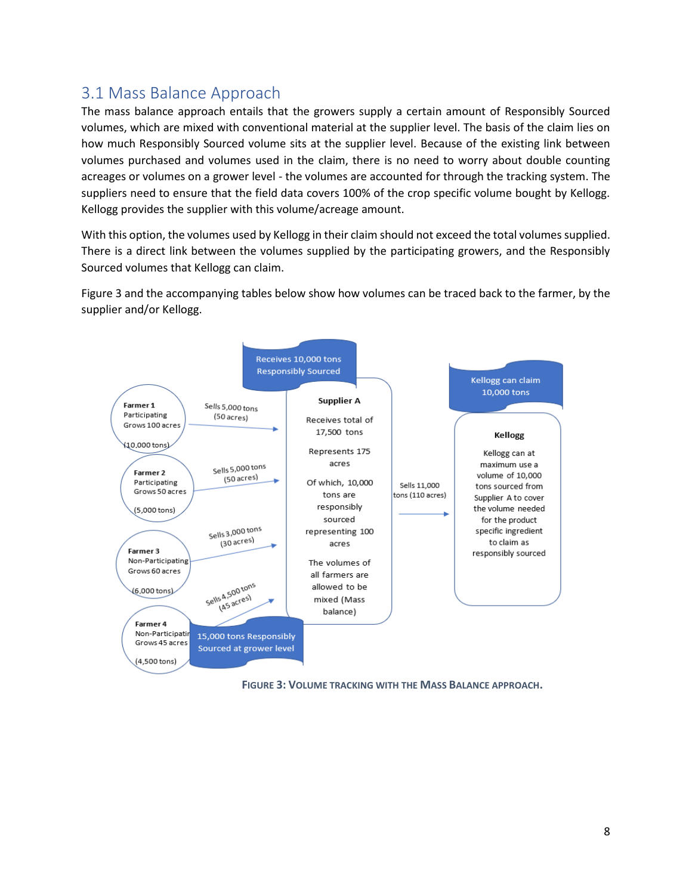## 3.1 Mass Balance Approach

The mass balance approach entails that the growers supply a certain amount of Responsibly Sourced volumes, which are mixed with conventional material at the supplier level. The basis of the claim lies on how much Responsibly Sourced volume sits at the supplier level. Because of the existing link between volumes purchased and volumes used in the claim, there is no need to worry about double counting acreages or volumes on a grower level - the volumes are accounted for through the tracking system. The suppliers need to ensure that the field data covers 100% of the crop specific volume bought by Kellogg. Kellogg provides the supplier with this volume/acreage amount.

With this option, the volumes used by Kellogg in their claim should not exceed the total volumes supplied. There is a direct link between the volumes supplied by the participating growers, and the Responsibly Sourced volumes that Kellogg can claim.

Figure 3 and the accompanying tables below show how volumes can be traced back to the farmer, by the supplier and/or Kellogg.

**Farmer 1** Participating Grows 100 acres (10,000 tons) — Sells 5,000 tons (50 acres)

**Farmer 2** Participating Grows 50 acres (5,000 tons) — Sells 5,000 tons (50 acres)

**Farmer 3** Non-Participating Grows 60 acres (6,000 tons) — Sells 3,000 tons (30 acres)

**Farmer 4** Non-Participating Grows 45 acres (4,500 tons) — Sells 4,500 tons (45 acres)

15,000 tons Responsibly Sourced at grower level

Receives 10,000 tons Responsibly Sourced

**Supplier A**

Receives total of 17,500 tons

Represents 175 acres

Of which, 10,000 tons are responsibly sourced representing 100 acres

The volumes of all farmers are allowed to be mixed (Mass balance)

Sells 11,000 tons (110 acres)

Kellogg can claim 10,000 tons

**Kellogg**

Kellogg can at maximum use a volume of 10,000 tons sourced from Supplier A to cover the volume needed for the product specific ingredient to claim as responsibly sourced

**Figure 3: Volume tracking with the Mass Balance approach.**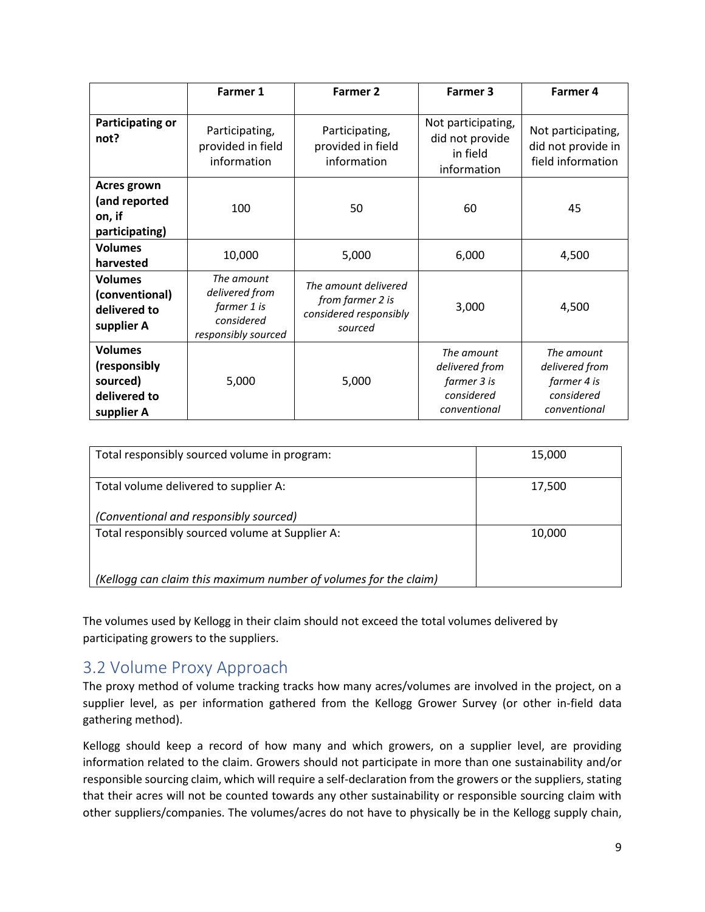| | Farmer 1 | Farmer 2 | Farmer 3 | Farmer 4 |
|---|---|---|---|---|
| **Participating or not?** | Participating, provided in field information | Participating, provided in field information | Not participating, did not provide in field information | Not participating, did not provide in field information |
| **Acres grown (and reported on, if participating)** | 100 | 50 | 60 | 45 |
| **Volumes harvested** | 10,000 | 5,000 | 6,000 | 4,500 |
| **Volumes (conventional) delivered to supplier A** | *The amount delivered from farmer 1 is considered responsibly sourced* | *The amount delivered from farmer 2 is considered responsibly sourced* | 3,000 | 4,500 |
| **Volumes (responsibly sourced) delivered to supplier A** | 5,000 | 5,000 | *The amount delivered from farmer 3 is considered conventional* | *The amount delivered from farmer 4 is considered conventional* |

| | |
|---|---|
| Total responsibly sourced volume in program: | 15,000 |
| Total volume delivered to supplier A:<br><br>*(Conventional and responsibly sourced)* | 17,500 |
| Total responsibly sourced volume at Supplier A:<br><br>*(Kellogg can claim this maximum number of volumes for the claim)* | 10,000 |

The volumes used by Kellogg in their claim should not exceed the total volumes delivered by participating growers to the suppliers.

## 3.2 Volume Proxy Approach

The proxy method of volume tracking tracks how many acres/volumes are involved in the project, on a supplier level, as per information gathered from the Kellogg Grower Survey (or other in-field data gathering method).

Kellogg should keep a record of how many and which growers, on a supplier level, are providing information related to the claim. Growers should not participate in more than one sustainability and/or responsible sourcing claim, which will require a self-declaration from the growers or the suppliers, stating that their acres will not be counted towards any other sustainability or responsible sourcing claim with other suppliers/companies. The volumes/acres do not have to physically be in the Kellogg supply chain,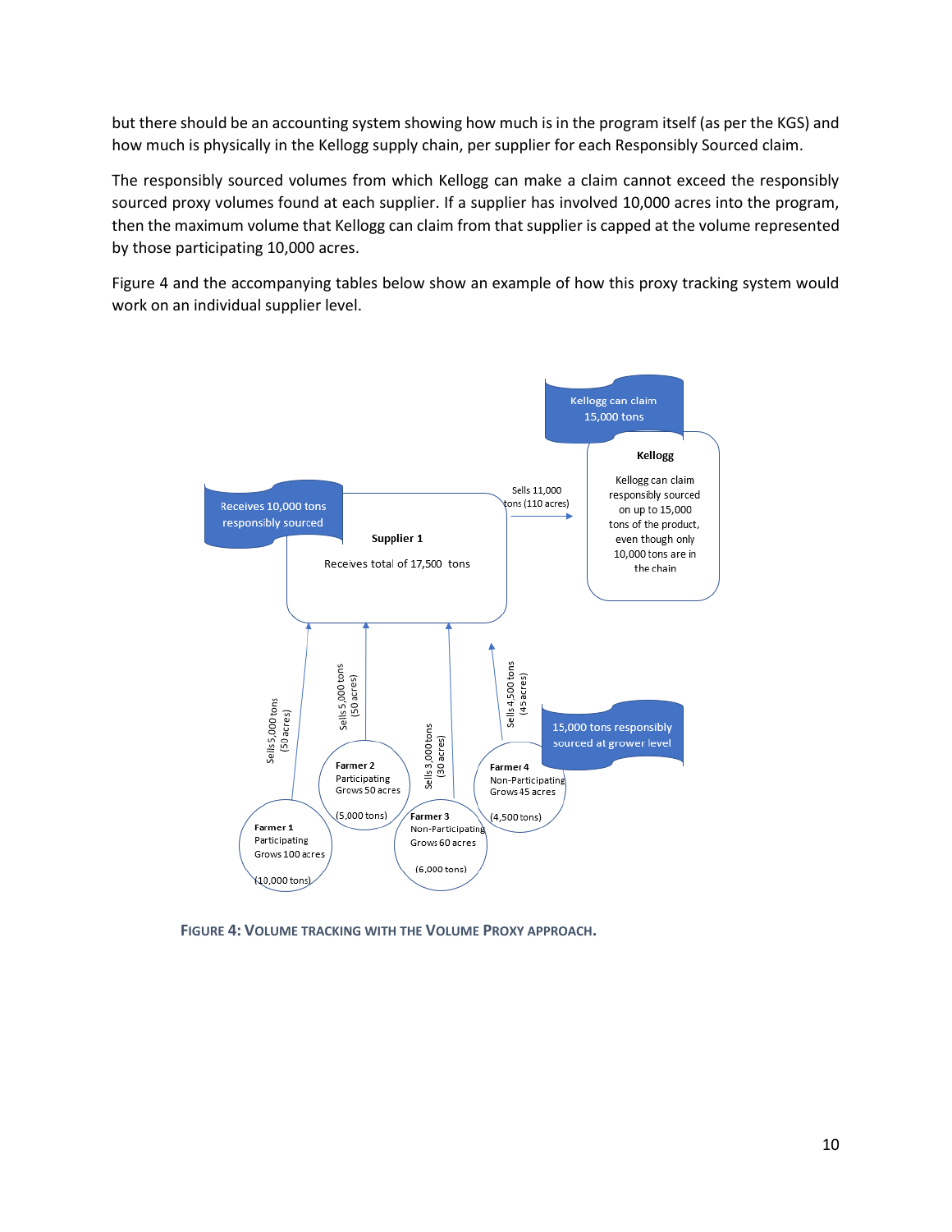but there should be an accounting system showing how much is in the program itself (as per the KGS) and how much is physically in the Kellogg supply chain, per supplier for each Responsibly Sourced claim.

The responsibly sourced volumes from which Kellogg can make a claim cannot exceed the responsibly sourced proxy volumes found at each supplier. If a supplier has involved 10,000 acres into the program, then the maximum volume that Kellogg can claim from that supplier is capped at the volume represented by those participating 10,000 acres.

Figure 4 and the accompanying tables below show an example of how this proxy tracking system would work on an individual supplier level.

Kellogg can claim 15,000 tons

**Kellogg**

Kellogg can claim responsibly sourced on up to 15,000 tons of the product, even though only 10,000 tons are in the chain

Receives 10,000 tons responsibly sourced

**Supplier 1**

Receives total of 17,500 tons

Sells 11,000 tons (110 acres)

Sells 5,000 tons (50 acres)

Sells 5,000 tons (50 acres)

Sells 3,000 tons (30 acres)

Sells 4,500 tons (45 acres)

15,000 tons responsibly sourced at grower level

**Farmer 1**
Participating
Grows 100 acres
(10,000 tons)

**Farmer 2**
Participating
Grows 50 acres
(5,000 tons)

**Farmer 3**
Non-Participating
Grows 60 acres
(6,000 tons)

**Farmer 4**
Non-Participating
Grows 45 acres
(4,500 tons)

**FIGURE 4: VOLUME TRACKING WITH THE VOLUME PROXY APPROACH.**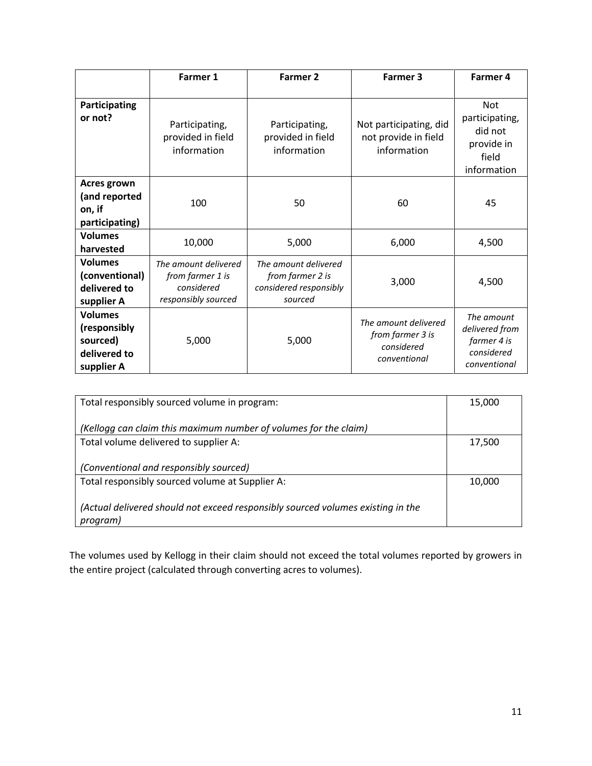| | Farmer 1 | Farmer 2 | Farmer 3 | Farmer 4 |
|---|---|---|---|---|
| **Participating or not?** | Participating, provided in field information | Participating, provided in field information | Not participating, did not provide in field information | Not participating, did not provide in field information |
| **Acres grown (and reported on, if participating)** | 100 | 50 | 60 | 45 |
| **Volumes harvested** | 10,000 | 5,000 | 6,000 | 4,500 |
| **Volumes (conventional) delivered to supplier A** | *The amount delivered from farmer 1 is considered responsibly sourced* | *The amount delivered from farmer 2 is considered responsibly sourced* | 3,000 | 4,500 |
| **Volumes (responsibly sourced) delivered to supplier A** | 5,000 | 5,000 | *The amount delivered from farmer 3 is considered conventional* | *The amount delivered from farmer 4 is considered conventional* |

| | |
|---|---|
| Total responsibly sourced volume in program:<br><br>*(Kellogg can claim this maximum number of volumes for the claim)* | 15,000 |
| Total volume delivered to supplier A:<br><br>*(Conventional and responsibly sourced)* | 17,500 |
| Total responsibly sourced volume at Supplier A:<br><br>*(Actual delivered should not exceed responsibly sourced volumes existing in the program)* | 10,000 |

The volumes used by Kellogg in their claim should not exceed the total volumes reported by growers in the entire project (calculated through converting acres to volumes).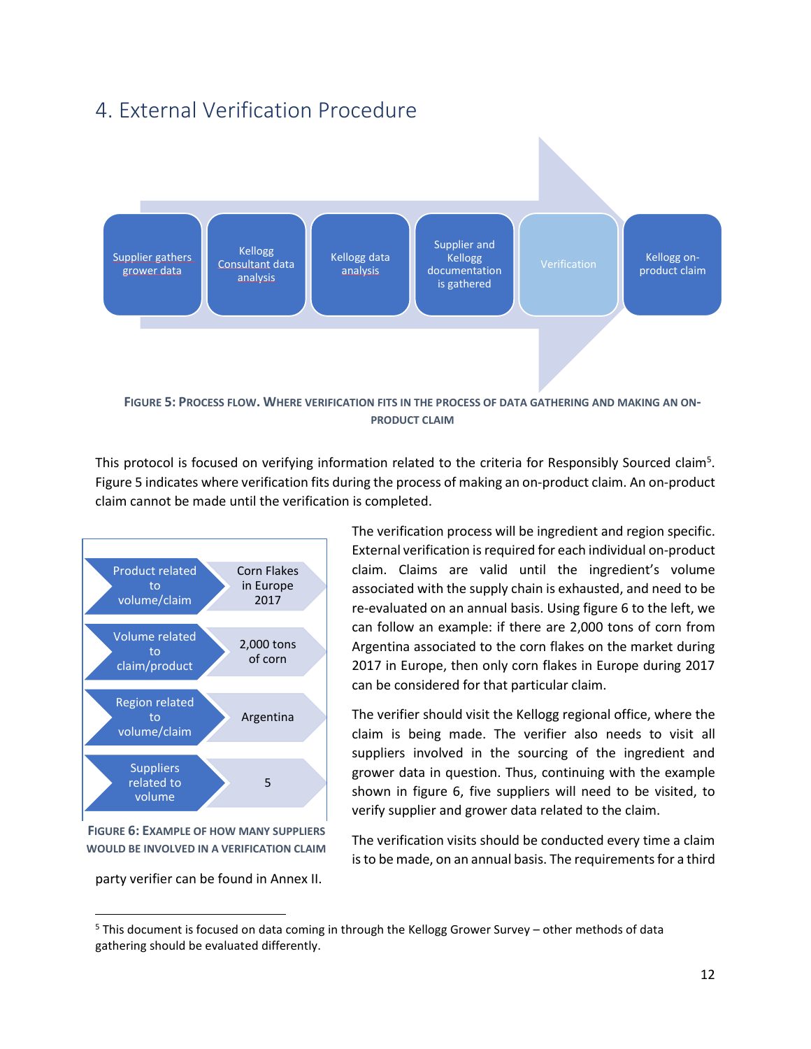# 4. External Verification Procedure

Supplier gathers grower data → Kellogg Consultant data analysis → Kellogg data analysis → Supplier and Kellogg documentation is gathered → Verification → Kellogg on-product claim

**FIGURE 5: PROCESS FLOW. WHERE VERIFICATION FITS IN THE PROCESS OF DATA GATHERING AND MAKING AN ON-PRODUCT CLAIM**

This protocol is focused on verifying information related to the criteria for Responsibly Sourced claim[5]. Figure 5 indicates where verification fits during the process of making an on-product claim. An on-product claim cannot be made until the verification is completed.

| | |
|---|---|
| Product related to volume/claim | Corn Flakes in Europe 2017 |
| Volume related to claim/product | 2,000 tons of corn |
| Region related to volume/claim | Argentina |
| Suppliers related to volume | 5 |

**FIGURE 6: EXAMPLE OF HOW MANY SUPPLIERS WOULD BE INVOLVED IN A VERIFICATION CLAIM**

The verification process will be ingredient and region specific. External verification is required for each individual on-product claim. Claims are valid until the ingredient's volume associated with the supply chain is exhausted, and need to be re-evaluated on an annual basis. Using figure 6 to the left, we can follow an example: if there are 2,000 tons of corn from Argentina associated to the corn flakes on the market during 2017 in Europe, then only corn flakes in Europe during 2017 can be considered for that particular claim.

The verifier should visit the Kellogg regional office, where the claim is being made. The verifier also needs to visit all suppliers involved in the sourcing of the ingredient and grower data in question. Thus, continuing with the example shown in figure 6, five suppliers will need to be visited, to verify supplier and grower data related to the claim.

The verification visits should be conducted every time a claim is to be made, on an annual basis. The requirements for a third party verifier can be found in Annex II.

[5] This document is focused on data coming in through the Kellogg Grower Survey – other methods of data gathering should be evaluated differently.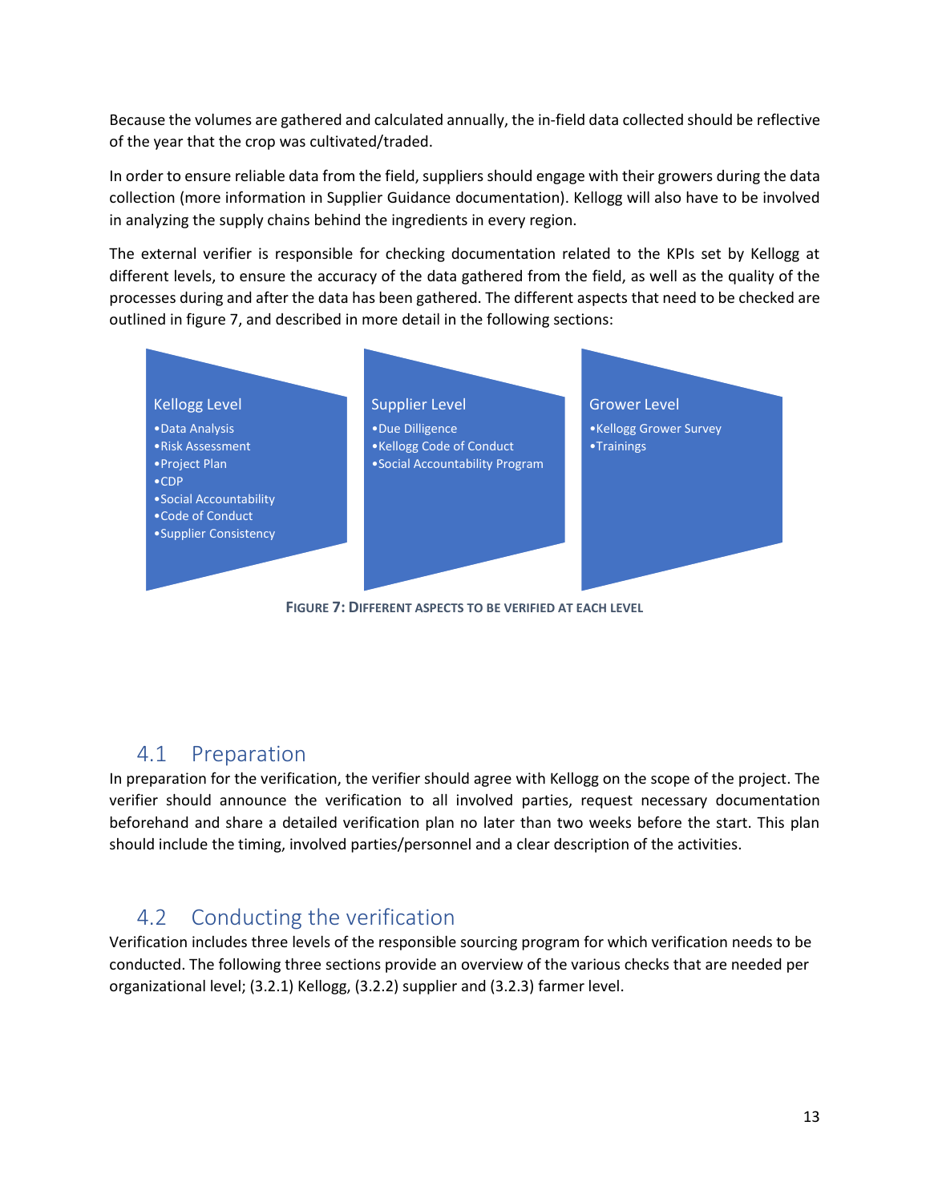Because the volumes are gathered and calculated annually, the in-field data collected should be reflective of the year that the crop was cultivated/traded.

In order to ensure reliable data from the field, suppliers should engage with their growers during the data collection (more information in Supplier Guidance documentation). Kellogg will also have to be involved in analyzing the supply chains behind the ingredients in every region.

The external verifier is responsible for checking documentation related to the KPIs set by Kellogg at different levels, to ensure the accuracy of the data gathered from the field, as well as the quality of the processes during and after the data has been gathered. The different aspects that need to be checked are outlined in figure 7, and described in more detail in the following sections:

**Kellogg Level**
- Data Analysis
- Risk Assessment
- Project Plan
- CDP
- Social Accountability
- Code of Conduct
- Supplier Consistency

**Supplier Level**
- Due Dilligence
- Kellogg Code of Conduct
- Social Accountability Program

**Grower Level**
- Kellogg Grower Survey
- Trainings

**FIGURE 7: DIFFERENT ASPECTS TO BE VERIFIED AT EACH LEVEL**

## 4.1 Preparation

In preparation for the verification, the verifier should agree with Kellogg on the scope of the project. The verifier should announce the verification to all involved parties, request necessary documentation beforehand and share a detailed verification plan no later than two weeks before the start. This plan should include the timing, involved parties/personnel and a clear description of the activities.

## 4.2 Conducting the verification

Verification includes three levels of the responsible sourcing program for which verification needs to be conducted. The following three sections provide an overview of the various checks that are needed per organizational level; (3.2.1) Kellogg, (3.2.2) supplier and (3.2.3) farmer level.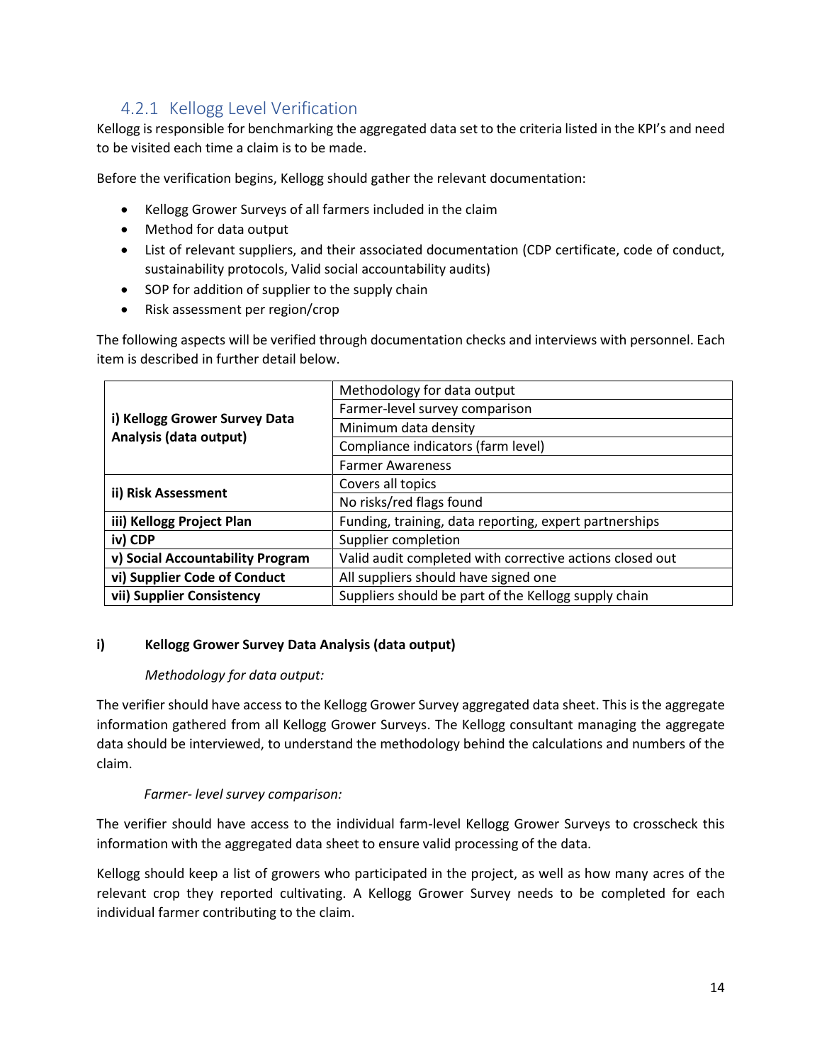### 4.2.1 Kellogg Level Verification

Kellogg is responsible for benchmarking the aggregated data set to the criteria listed in the KPI's and need to be visited each time a claim is to be made.

Before the verification begins, Kellogg should gather the relevant documentation:

- Kellogg Grower Surveys of all farmers included in the claim
- Method for data output
- List of relevant suppliers, and their associated documentation (CDP certificate, code of conduct, sustainability protocols, Valid social accountability audits)
- SOP for addition of supplier to the supply chain
- Risk assessment per region/crop

The following aspects will be verified through documentation checks and interviews with personnel. Each item is described in further detail below.

| | |
|---|---|
| **i) Kellogg Grower Survey Data Analysis (data output)** | Methodology for data output |
| | Farmer-level survey comparison |
| | Minimum data density |
| | Compliance indicators (farm level) |
| | Farmer Awareness |
| **ii) Risk Assessment** | Covers all topics |
| | No risks/red flags found |
| **iii) Kellogg Project Plan** | Funding, training, data reporting, expert partnerships |
| **iv) CDP** | Supplier completion |
| **v) Social Accountability Program** | Valid audit completed with corrective actions closed out |
| **vi) Supplier Code of Conduct** | All suppliers should have signed one |
| **vii) Supplier Consistency** | Suppliers should be part of the Kellogg supply chain |

**i) Kellogg Grower Survey Data Analysis (data output)**

*Methodology for data output:*

The verifier should have access to the Kellogg Grower Survey aggregated data sheet. This is the aggregate information gathered from all Kellogg Grower Surveys. The Kellogg consultant managing the aggregate data should be interviewed, to understand the methodology behind the calculations and numbers of the claim.

*Farmer- level survey comparison:*

The verifier should have access to the individual farm-level Kellogg Grower Surveys to crosscheck this information with the aggregated data sheet to ensure valid processing of the data.

Kellogg should keep a list of growers who participated in the project, as well as how many acres of the relevant crop they reported cultivating. A Kellogg Grower Survey needs to be completed for each individual farmer contributing to the claim.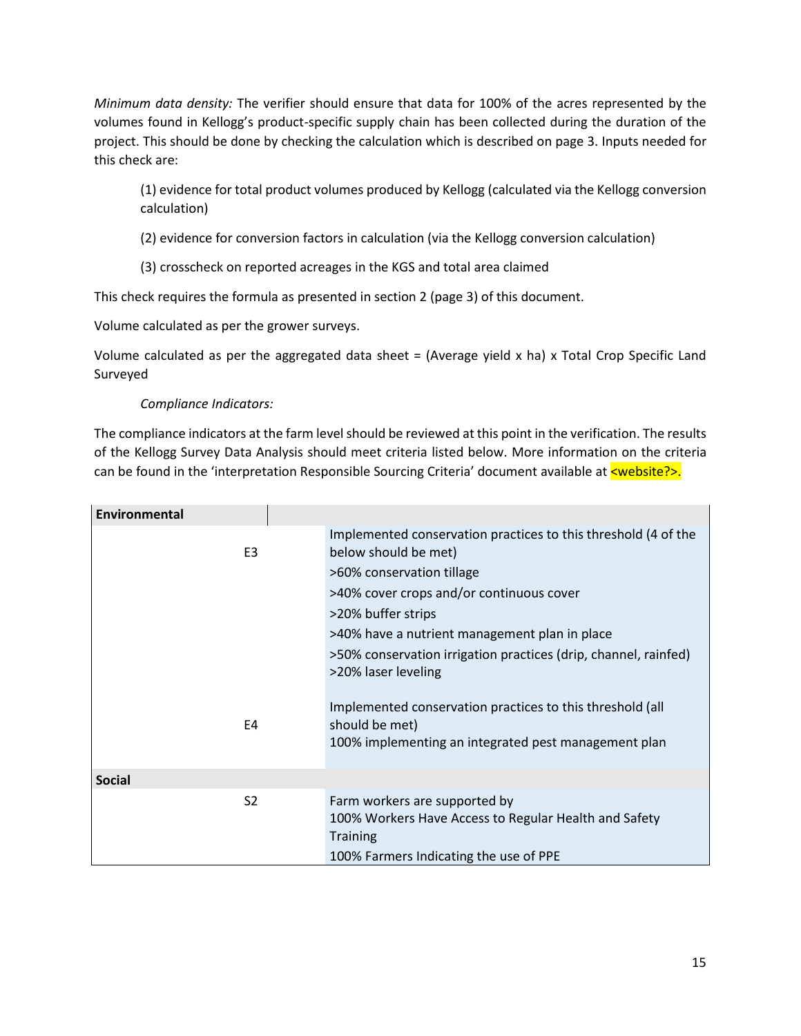*Minimum data density:* The verifier should ensure that data for 100% of the acres represented by the volumes found in Kellogg's product-specific supply chain has been collected during the duration of the project. This should be done by checking the calculation which is described on page 3. Inputs needed for this check are:

> (1) evidence for total product volumes produced by Kellogg (calculated via the Kellogg conversion calculation)
>
> (2) evidence for conversion factors in calculation (via the Kellogg conversion calculation)
>
> (3) crosscheck on reported acreages in the KGS and total area claimed

This check requires the formula as presented in section 2 (page 3) of this document.

Volume calculated as per the grower surveys.

Volume calculated as per the aggregated data sheet = (Average yield x ha) x Total Crop Specific Land Surveyed

*Compliance Indicators:*

The compliance indicators at the farm level should be reviewed at this point in the verification. The results of the Kellogg Survey Data Analysis should meet criteria listed below. More information on the criteria can be found in the 'interpretation Responsible Sourcing Criteria' document available at <website?>.

| **Environmental** | |
|---|---|
| E3 | Implemented conservation practices to this threshold (4 of the below should be met)<br>>60% conservation tillage<br>>40% cover crops and/or continuous cover<br>>20% buffer strips<br>>40% have a nutrient management plan in place<br>>50% conservation irrigation practices (drip, channel, rainfed)<br>>20% laser leveling |
| E4 | Implemented conservation practices to this threshold (all should be met)<br>100% implementing an integrated pest management plan |
| **Social** | |
| S2 | Farm workers are supported by<br>100% Workers Have Access to Regular Health and Safety Training<br>100% Farmers Indicating the use of PPE |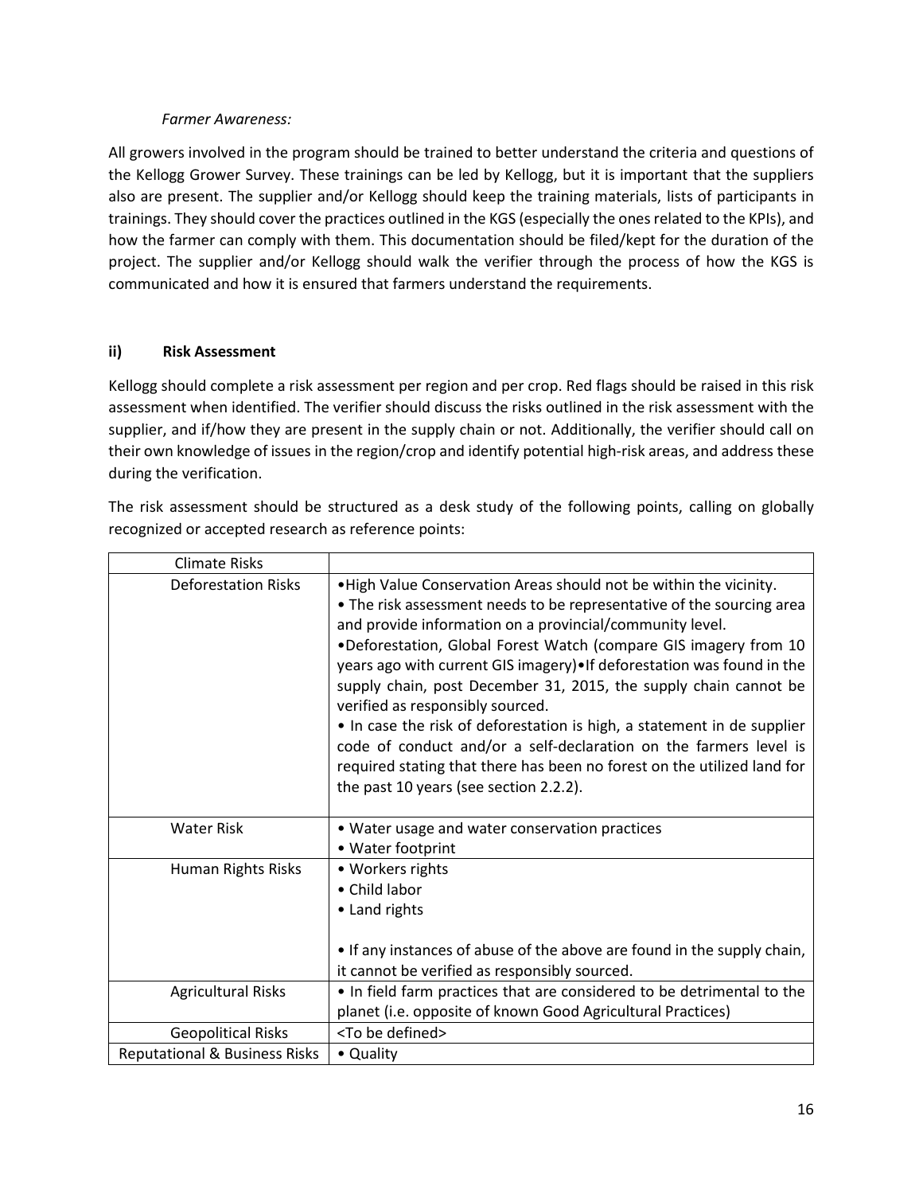*Farmer Awareness:*

All growers involved in the program should be trained to better understand the criteria and questions of the Kellogg Grower Survey. These trainings can be led by Kellogg, but it is important that the suppliers also are present. The supplier and/or Kellogg should keep the training materials, lists of participants in trainings. They should cover the practices outlined in the KGS (especially the ones related to the KPIs), and how the farmer can comply with them. This documentation should be filed/kept for the duration of the project. The supplier and/or Kellogg should walk the verifier through the process of how the KGS is communicated and how it is ensured that farmers understand the requirements.

### ii) Risk Assessment

Kellogg should complete a risk assessment per region and per crop. Red flags should be raised in this risk assessment when identified. The verifier should discuss the risks outlined in the risk assessment with the supplier, and if/how they are present in the supply chain or not. Additionally, the verifier should call on their own knowledge of issues in the region/crop and identify potential high-risk areas, and address these during the verification.

The risk assessment should be structured as a desk study of the following points, calling on globally recognized or accepted research as reference points:

| Climate Risks | |
|---|---|
| Deforestation Risks | •High Value Conservation Areas should not be within the vicinity.<br>• The risk assessment needs to be representative of the sourcing area and provide information on a provincial/community level.<br>•Deforestation, Global Forest Watch (compare GIS imagery from 10 years ago with current GIS imagery)•If deforestation was found in the supply chain, post December 31, 2015, the supply chain cannot be verified as responsibly sourced.<br>• In case the risk of deforestation is high, a statement in de supplier code of conduct and/or a self-declaration on the farmers level is required stating that there has been no forest on the utilized land for the past 10 years (see section 2.2.2). |
| Water Risk | • Water usage and water conservation practices<br>• Water footprint |
| Human Rights Risks | • Workers rights<br>• Child labor<br>• Land rights<br><br>• If any instances of abuse of the above are found in the supply chain, it cannot be verified as responsibly sourced. |
| Agricultural Risks | • In field farm practices that are considered to be detrimental to the planet (i.e. opposite of known Good Agricultural Practices) |
| Geopolitical Risks | <To be defined> |
| Reputational & Business Risks | • Quality |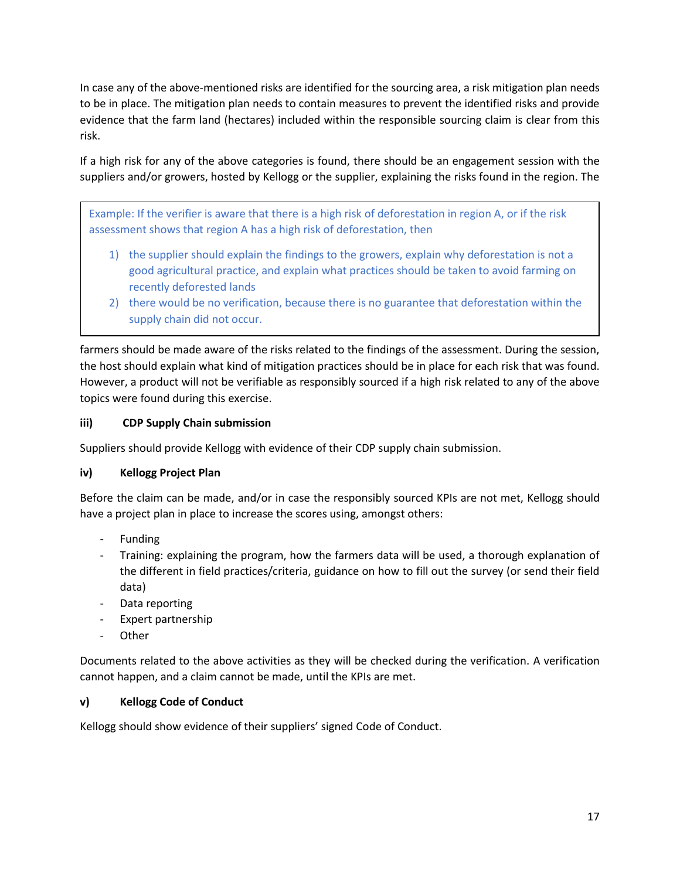In case any of the above-mentioned risks are identified for the sourcing area, a risk mitigation plan needs to be in place. The mitigation plan needs to contain measures to prevent the identified risks and provide evidence that the farm land (hectares) included within the responsible sourcing claim is clear from this risk.

If a high risk for any of the above categories is found, there should be an engagement session with the suppliers and/or growers, hosted by Kellogg or the supplier, explaining the risks found in the region. The farmers should be made aware of the risks related to the findings of the assessment. During the session, the host should explain what kind of mitigation practices should be in place for each risk that was found. However, a product will not be verifiable as responsibly sourced if a high risk related to any of the above topics were found during this exercise.

> Example: If the verifier is aware that there is a high risk of deforestation in region A, or if the risk assessment shows that region A has a high risk of deforestation, then
>
> 1) the supplier should explain the findings to the growers, explain why deforestation is not a good agricultural practice, and explain what practices should be taken to avoid farming on recently deforested lands
> 2) there would be no verification, because there is no guarantee that deforestation within the supply chain did not occur.

**iii) CDP Supply Chain submission**

Suppliers should provide Kellogg with evidence of their CDP supply chain submission.

**iv) Kellogg Project Plan**

Before the claim can be made, and/or in case the responsibly sourced KPIs are not met, Kellogg should have a project plan in place to increase the scores using, amongst others:

- Funding
- Training: explaining the program, how the farmers data will be used, a thorough explanation of the different in field practices/criteria, guidance on how to fill out the survey (or send their field data)
- Data reporting
- Expert partnership
- Other

Documents related to the above activities as they will be checked during the verification. A verification cannot happen, and a claim cannot be made, until the KPIs are met.

**v) Kellogg Code of Conduct**

Kellogg should show evidence of their suppliers' signed Code of Conduct.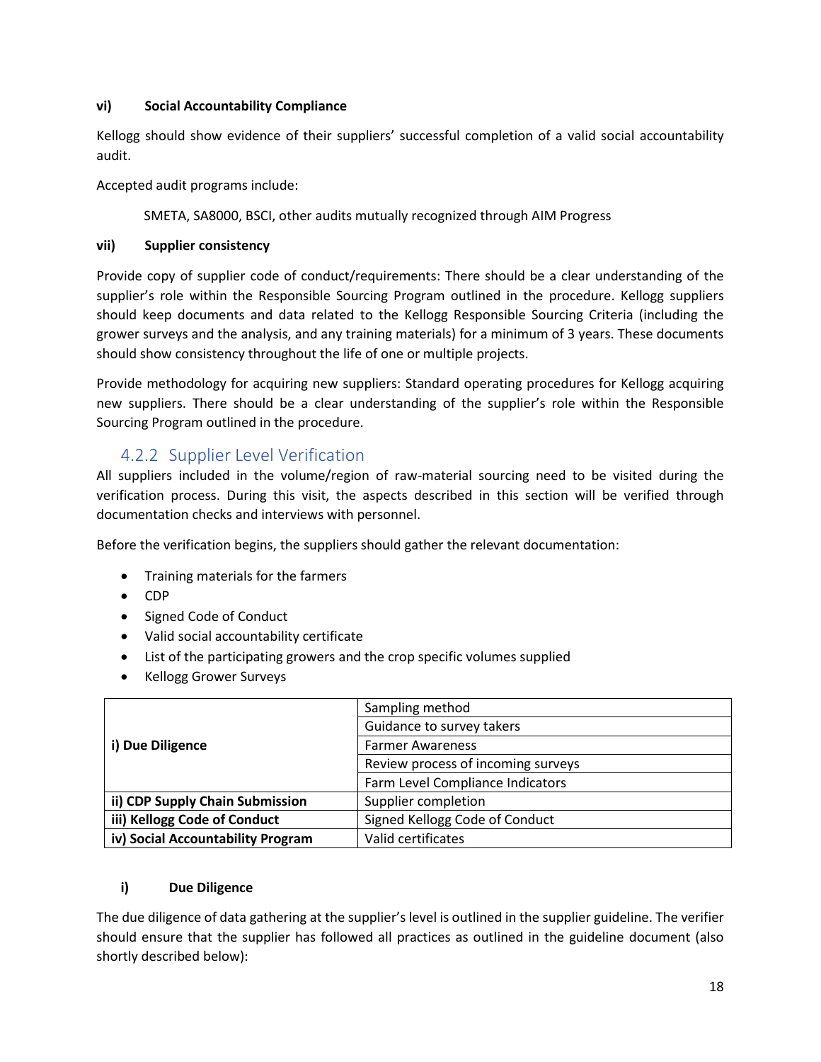**vi) Social Accountability Compliance**

Kellogg should show evidence of their suppliers' successful completion of a valid social accountability audit.

Accepted audit programs include:

SMETA, SA8000, BSCI, other audits mutually recognized through AIM Progress

**vii) Supplier consistency**

Provide copy of supplier code of conduct/requirements: There should be a clear understanding of the supplier's role within the Responsible Sourcing Program outlined in the procedure. Kellogg suppliers should keep documents and data related to the Kellogg Responsible Sourcing Criteria (including the grower surveys and the analysis, and any training materials) for a minimum of 3 years. These documents should show consistency throughout the life of one or multiple projects.

Provide methodology for acquiring new suppliers: Standard operating procedures for Kellogg acquiring new suppliers. There should be a clear understanding of the supplier's role within the Responsible Sourcing Program outlined in the procedure.

### 4.2.2 Supplier Level Verification

All suppliers included in the volume/region of raw-material sourcing need to be visited during the verification process. During this visit, the aspects described in this section will be verified through documentation checks and interviews with personnel.

Before the verification begins, the suppliers should gather the relevant documentation:

- Training materials for the farmers
- CDP
- Signed Code of Conduct
- Valid social accountability certificate
- List of the participating growers and the crop specific volumes supplied
- Kellogg Grower Surveys

| | |
|---|---|
| **i) Due Diligence** | Sampling method |
| | Guidance to survey takers |
| | Farmer Awareness |
| | Review process of incoming surveys |
| | Farm Level Compliance Indicators |
| **ii) CDP Supply Chain Submission** | Supplier completion |
| **iii) Kellogg Code of Conduct** | Signed Kellogg Code of Conduct |
| **iv) Social Accountability Program** | Valid certificates |

**i) Due Diligence**

The due diligence of data gathering at the supplier's level is outlined in the supplier guideline. The verifier should ensure that the supplier has followed all practices as outlined in the guideline document (also shortly described below):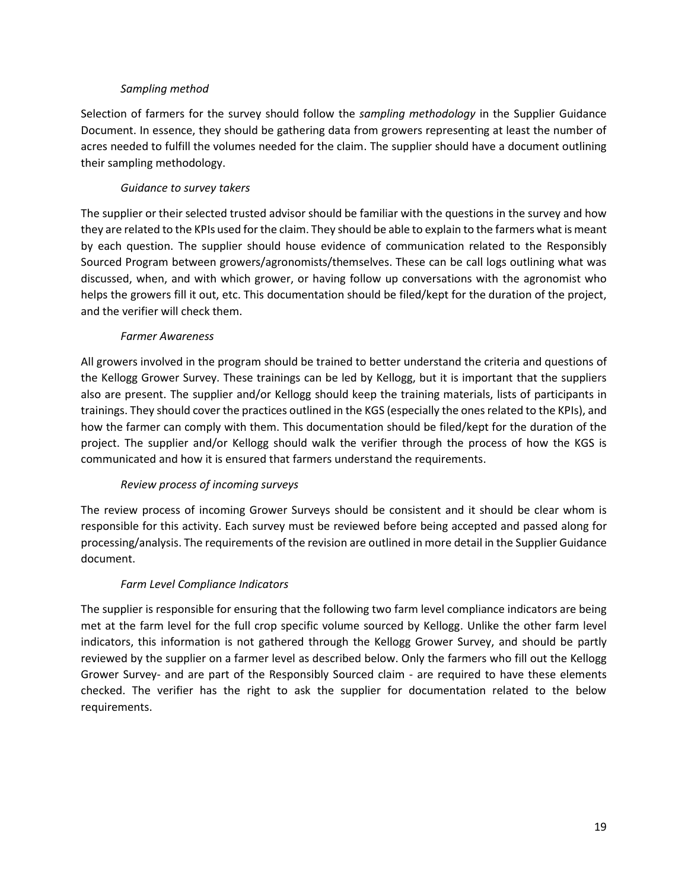*Sampling method*

Selection of farmers for the survey should follow the *sampling methodology* in the Supplier Guidance Document. In essence, they should be gathering data from growers representing at least the number of acres needed to fulfill the volumes needed for the claim. The supplier should have a document outlining their sampling methodology.

*Guidance to survey takers*

The supplier or their selected trusted advisor should be familiar with the questions in the survey and how they are related to the KPIs used for the claim. They should be able to explain to the farmers what is meant by each question. The supplier should house evidence of communication related to the Responsibly Sourced Program between growers/agronomists/themselves. These can be call logs outlining what was discussed, when, and with which grower, or having follow up conversations with the agronomist who helps the growers fill it out, etc. This documentation should be filed/kept for the duration of the project, and the verifier will check them.

*Farmer Awareness*

All growers involved in the program should be trained to better understand the criteria and questions of the Kellogg Grower Survey. These trainings can be led by Kellogg, but it is important that the suppliers also are present. The supplier and/or Kellogg should keep the training materials, lists of participants in trainings. They should cover the practices outlined in the KGS (especially the ones related to the KPIs), and how the farmer can comply with them. This documentation should be filed/kept for the duration of the project. The supplier and/or Kellogg should walk the verifier through the process of how the KGS is communicated and how it is ensured that farmers understand the requirements.

*Review process of incoming surveys*

The review process of incoming Grower Surveys should be consistent and it should be clear whom is responsible for this activity. Each survey must be reviewed before being accepted and passed along for processing/analysis. The requirements of the revision are outlined in more detail in the Supplier Guidance document.

*Farm Level Compliance Indicators*

The supplier is responsible for ensuring that the following two farm level compliance indicators are being met at the farm level for the full crop specific volume sourced by Kellogg. Unlike the other farm level indicators, this information is not gathered through the Kellogg Grower Survey, and should be partly reviewed by the supplier on a farmer level as described below. Only the farmers who fill out the Kellogg Grower Survey- and are part of the Responsibly Sourced claim - are required to have these elements checked. The verifier has the right to ask the supplier for documentation related to the below requirements.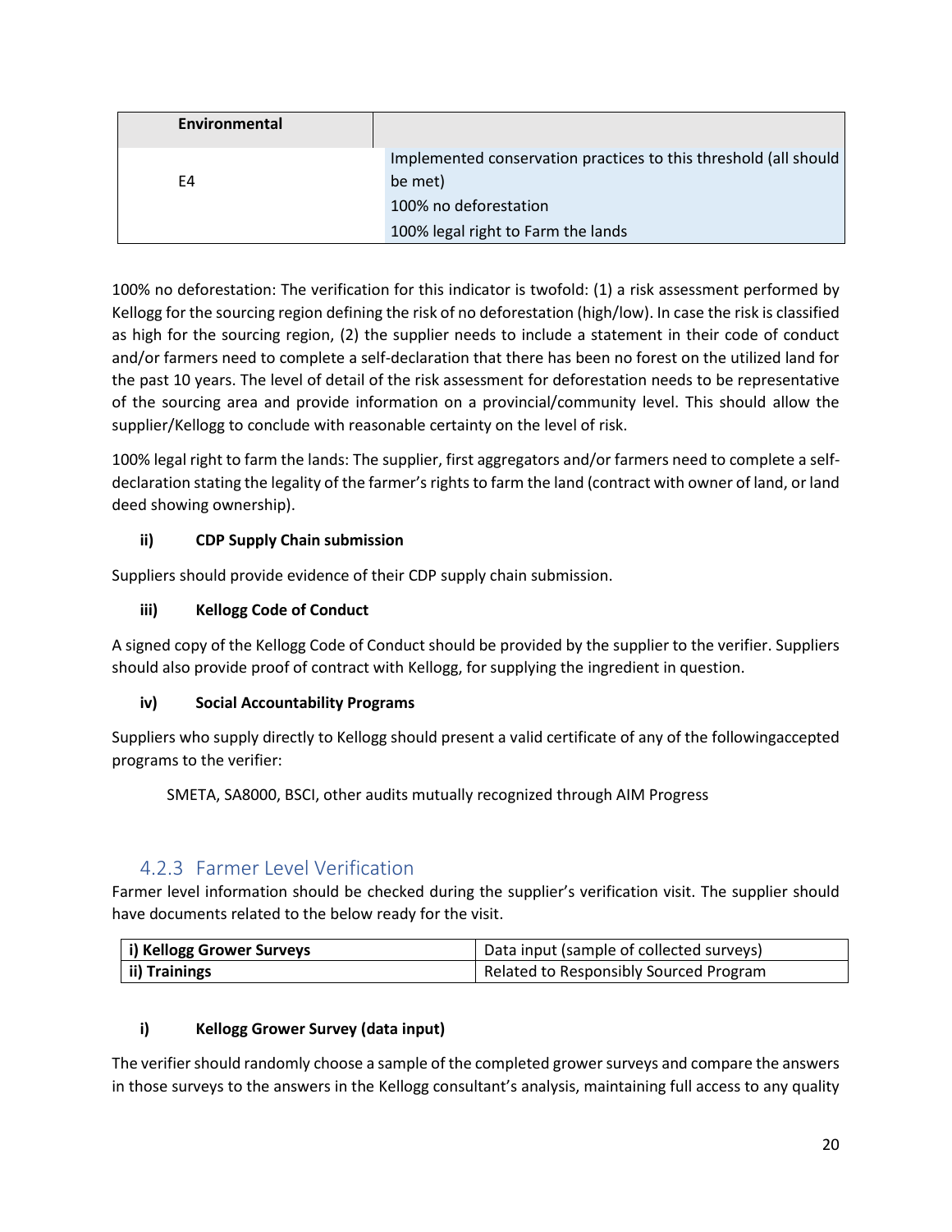| Environmental | |
|---|---|
| E4 | Implemented conservation practices to this threshold (all should be met)<br>100% no deforestation<br>100% legal right to Farm the lands |

100% no deforestation: The verification for this indicator is twofold: (1) a risk assessment performed by Kellogg for the sourcing region defining the risk of no deforestation (high/low). In case the risk is classified as high for the sourcing region, (2) the supplier needs to include a statement in their code of conduct and/or farmers need to complete a self-declaration that there has been no forest on the utilized land for the past 10 years. The level of detail of the risk assessment for deforestation needs to be representative of the sourcing area and provide information on a provincial/community level. This should allow the supplier/Kellogg to conclude with reasonable certainty on the level of risk.

100% legal right to farm the lands: The supplier, first aggregators and/or farmers need to complete a self-declaration stating the legality of the farmer's rights to farm the land (contract with owner of land, or land deed showing ownership).

**ii) CDP Supply Chain submission**

Suppliers should provide evidence of their CDP supply chain submission.

**iii) Kellogg Code of Conduct**

A signed copy of the Kellogg Code of Conduct should be provided by the supplier to the verifier. Suppliers should also provide proof of contract with Kellogg, for supplying the ingredient in question.

**iv) Social Accountability Programs**

Suppliers who supply directly to Kellogg should present a valid certificate of any of the followingaccepted programs to the verifier:

SMETA, SA8000, BSCI, other audits mutually recognized through AIM Progress

### 4.2.3 Farmer Level Verification

Farmer level information should be checked during the supplier's verification visit. The supplier should have documents related to the below ready for the visit.

| i) Kellogg Grower Surveys | Data input (sample of collected surveys) |
|---|---|
| **ii) Trainings** | Related to Responsibly Sourced Program |

**i) Kellogg Grower Survey (data input)**

The verifier should randomly choose a sample of the completed grower surveys and compare the answers in those surveys to the answers in the Kellogg consultant's analysis, maintaining full access to any quality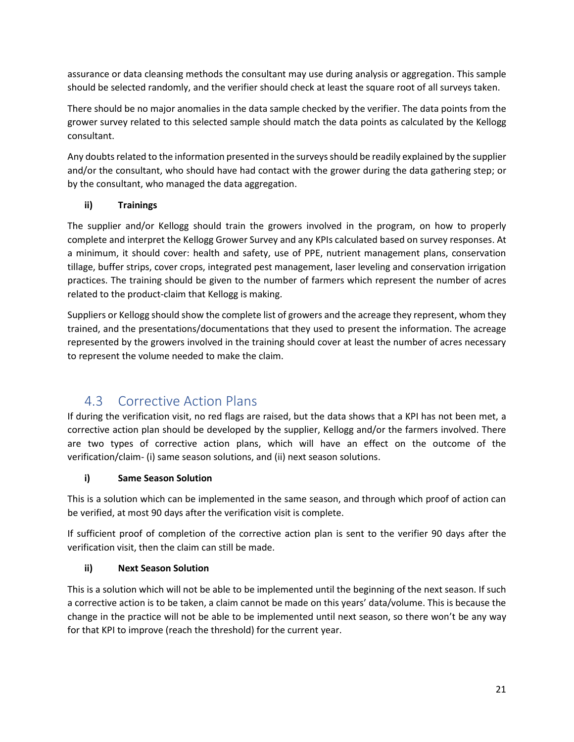assurance or data cleansing methods the consultant may use during analysis or aggregation. This sample should be selected randomly, and the verifier should check at least the square root of all surveys taken.

There should be no major anomalies in the data sample checked by the verifier. The data points from the grower survey related to this selected sample should match the data points as calculated by the Kellogg consultant.

Any doubts related to the information presented in the surveys should be readily explained by the supplier and/or the consultant, who should have had contact with the grower during the data gathering step; or by the consultant, who managed the data aggregation.

**ii) Trainings**

The supplier and/or Kellogg should train the growers involved in the program, on how to properly complete and interpret the Kellogg Grower Survey and any KPIs calculated based on survey responses. At a minimum, it should cover: health and safety, use of PPE, nutrient management plans, conservation tillage, buffer strips, cover crops, integrated pest management, laser leveling and conservation irrigation practices. The training should be given to the number of farmers which represent the number of acres related to the product-claim that Kellogg is making.

Suppliers or Kellogg should show the complete list of growers and the acreage they represent, whom they trained, and the presentations/documentations that they used to present the information. The acreage represented by the growers involved in the training should cover at least the number of acres necessary to represent the volume needed to make the claim.

## 4.3 Corrective Action Plans

If during the verification visit, no red flags are raised, but the data shows that a KPI has not been met, a corrective action plan should be developed by the supplier, Kellogg and/or the farmers involved. There are two types of corrective action plans, which will have an effect on the outcome of the verification/claim- (i) same season solutions, and (ii) next season solutions.

**i) Same Season Solution**

This is a solution which can be implemented in the same season, and through which proof of action can be verified, at most 90 days after the verification visit is complete.

If sufficient proof of completion of the corrective action plan is sent to the verifier 90 days after the verification visit, then the claim can still be made.

**ii) Next Season Solution**

This is a solution which will not be able to be implemented until the beginning of the next season. If such a corrective action is to be taken, a claim cannot be made on this years' data/volume. This is because the change in the practice will not be able to be implemented until next season, so there won't be any way for that KPI to improve (reach the threshold) for the current year.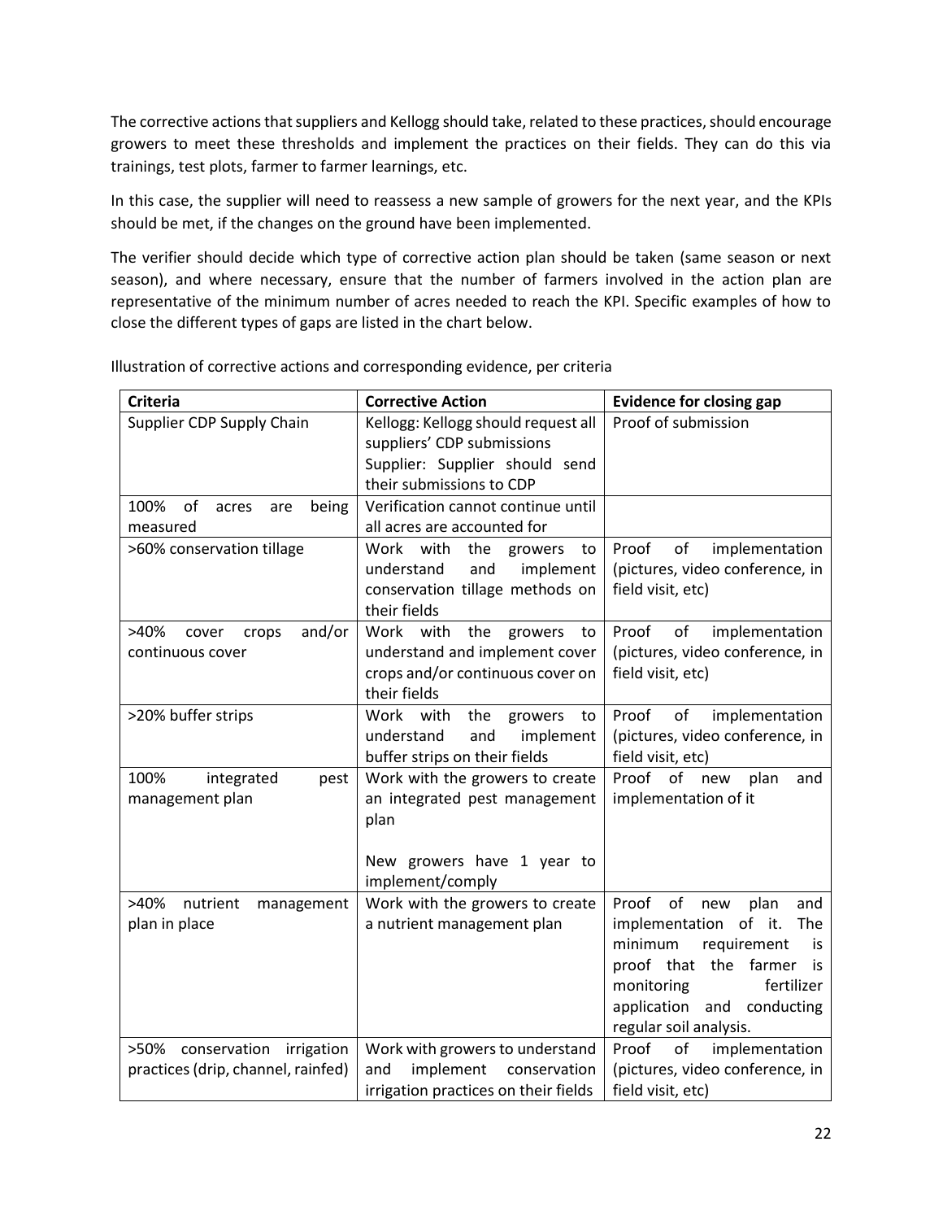The corrective actions that suppliers and Kellogg should take, related to these practices, should encourage growers to meet these thresholds and implement the practices on their fields. They can do this via trainings, test plots, farmer to farmer learnings, etc.

In this case, the supplier will need to reassess a new sample of growers for the next year, and the KPIs should be met, if the changes on the ground have been implemented.

The verifier should decide which type of corrective action plan should be taken (same season or next season), and where necessary, ensure that the number of farmers involved in the action plan are representative of the minimum number of acres needed to reach the KPI. Specific examples of how to close the different types of gaps are listed in the chart below.

Illustration of corrective actions and corresponding evidence, per criteria

| Criteria | Corrective Action | Evidence for closing gap |
|---|---|---|
| Supplier CDP Supply Chain | Kellogg: Kellogg should request all suppliers' CDP submissions<br>Supplier: Supplier should send their submissions to CDP | Proof of submission |
| 100% of acres are being measured | Verification cannot continue until all acres are accounted for | |
| >60% conservation tillage | Work with the growers to understand and implement conservation tillage methods on their fields | Proof of implementation (pictures, video conference, in field visit, etc) |
| >40% cover crops and/or continuous cover | Work with the growers to understand and implement cover crops and/or continuous cover on their fields | Proof of implementation (pictures, video conference, in field visit, etc) |
| >20% buffer strips | Work with the growers to understand and implement buffer strips on their fields | Proof of implementation (pictures, video conference, in field visit, etc) |
| 100% integrated pest management plan | Work with the growers to create an integrated pest management plan<br><br>New growers have 1 year to implement/comply | Proof of new plan and implementation of it |
| >40% nutrient management plan in place | Work with the growers to create a nutrient management plan | Proof of new plan and implementation of it. The minimum requirement is proof that the farmer is monitoring fertilizer application and conducting regular soil analysis. |
| >50% conservation irrigation practices (drip, channel, rainfed) | Work with growers to understand and implement conservation irrigation practices on their fields | Proof of implementation (pictures, video conference, in field visit, etc) |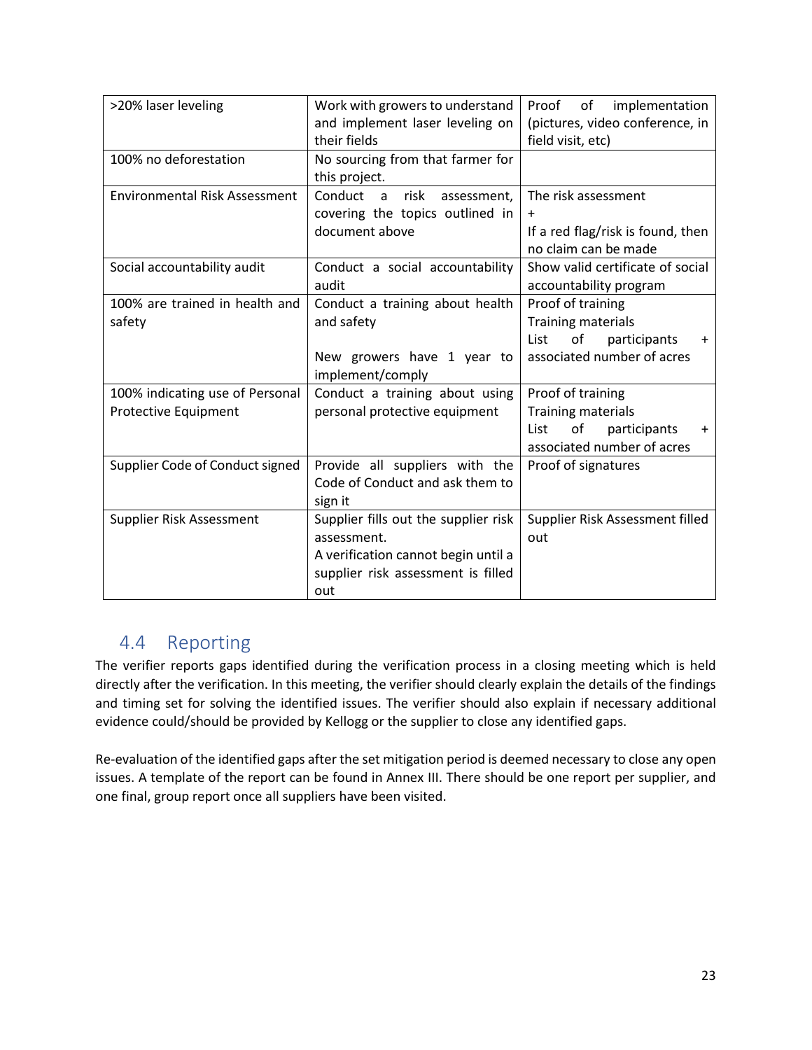| >20% laser leveling | Work with growers to understand and implement laser leveling on their fields | Proof of implementation (pictures, video conference, in field visit, etc) |
|---|---|---|
| 100% no deforestation | No sourcing from that farmer for this project. | |
| Environmental Risk Assessment | Conduct a risk assessment, covering the topics outlined in document above | The risk assessment<br>+<br>If a red flag/risk is found, then no claim can be made |
| Social accountability audit | Conduct a social accountability audit | Show valid certificate of social accountability program |
| 100% are trained in health and safety | Conduct a training about health and safety<br><br>New growers have 1 year to implement/comply | Proof of training<br>Training materials<br>List of participants + associated number of acres |
| 100% indicating use of Personal Protective Equipment | Conduct a training about using personal protective equipment | Proof of training<br>Training materials<br>List of participants + associated number of acres |
| Supplier Code of Conduct signed | Provide all suppliers with the Code of Conduct and ask them to sign it | Proof of signatures |
| Supplier Risk Assessment | Supplier fills out the supplier risk assessment.<br>A verification cannot begin until a supplier risk assessment is filled out | Supplier Risk Assessment filled out |

## 4.4 Reporting

The verifier reports gaps identified during the verification process in a closing meeting which is held directly after the verification. In this meeting, the verifier should clearly explain the details of the findings and timing set for solving the identified issues. The verifier should also explain if necessary additional evidence could/should be provided by Kellogg or the supplier to close any identified gaps.

Re-evaluation of the identified gaps after the set mitigation period is deemed necessary to close any open issues. A template of the report can be found in Annex III. There should be one report per supplier, and one final, group report once all suppliers have been visited.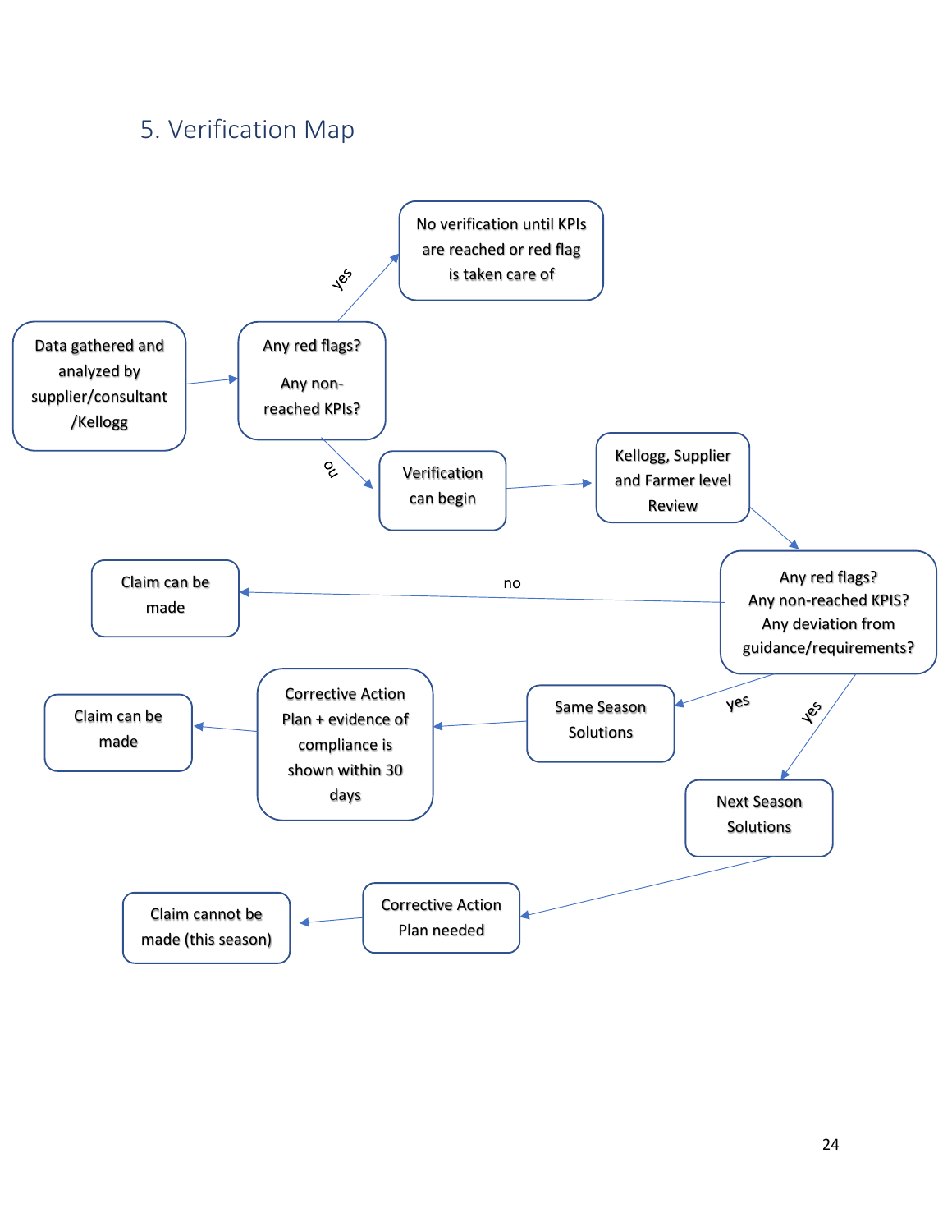## 5. Verification Map

Data gathered and analyzed by supplier/consultant /Kellogg

Any red flags?

Any non-reached KPIs?

yes

No verification until KPIs are reached or red flag is taken care of

no

Verification can begin

Kellogg, Supplier and Farmer level Review

Any red flags?
Any non-reached KPIS?
Any deviation from guidance/requirements?

no

Claim can be made

yes

Same Season Solutions

Corrective Action Plan + evidence of compliance is shown within 30 days

Claim can be made

yes

Next Season Solutions

Corrective Action Plan needed

Claim cannot be made (this season)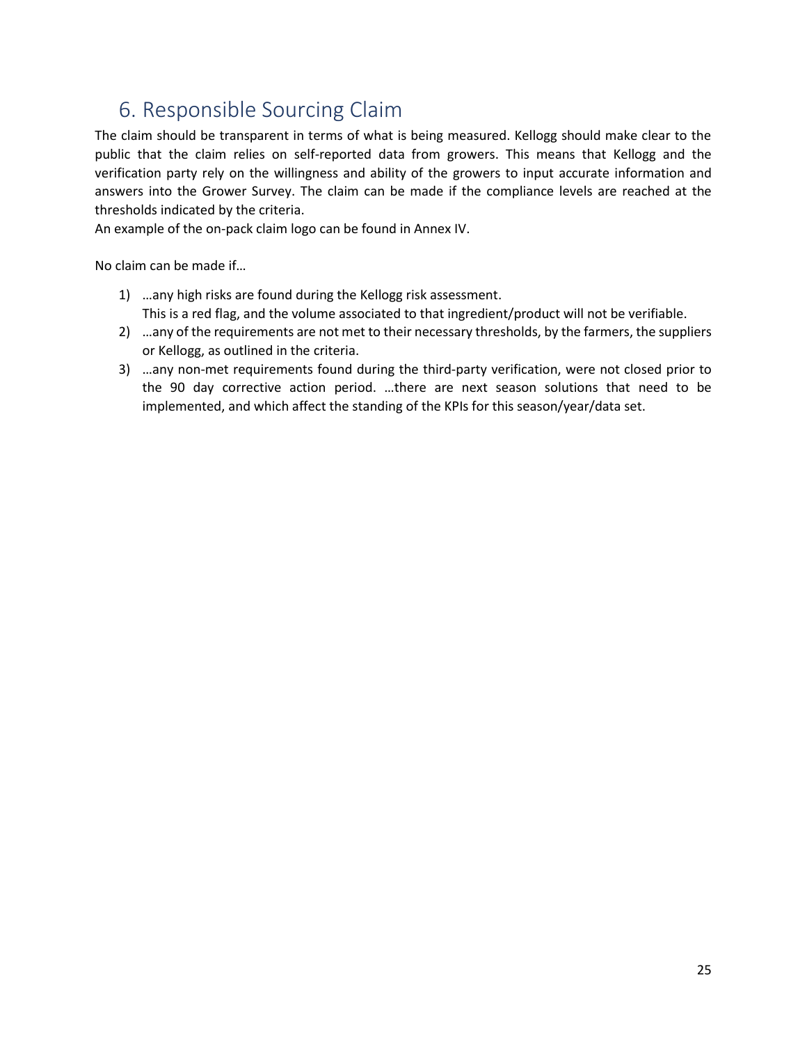# 6. Responsible Sourcing Claim

The claim should be transparent in terms of what is being measured. Kellogg should make clear to the public that the claim relies on self-reported data from growers. This means that Kellogg and the verification party rely on the willingness and ability of the growers to input accurate information and answers into the Grower Survey. The claim can be made if the compliance levels are reached at the thresholds indicated by the criteria.
An example of the on-pack claim logo can be found in Annex IV.

No claim can be made if…

1) …any high risks are found during the Kellogg risk assessment.
   This is a red flag, and the volume associated to that ingredient/product will not be verifiable.
2) …any of the requirements are not met to their necessary thresholds, by the farmers, the suppliers or Kellogg, as outlined in the criteria.
3) …any non-met requirements found during the third-party verification, were not closed prior to the 90 day corrective action period. …there are next season solutions that need to be implemented, and which affect the standing of the KPIs for this season/year/data set.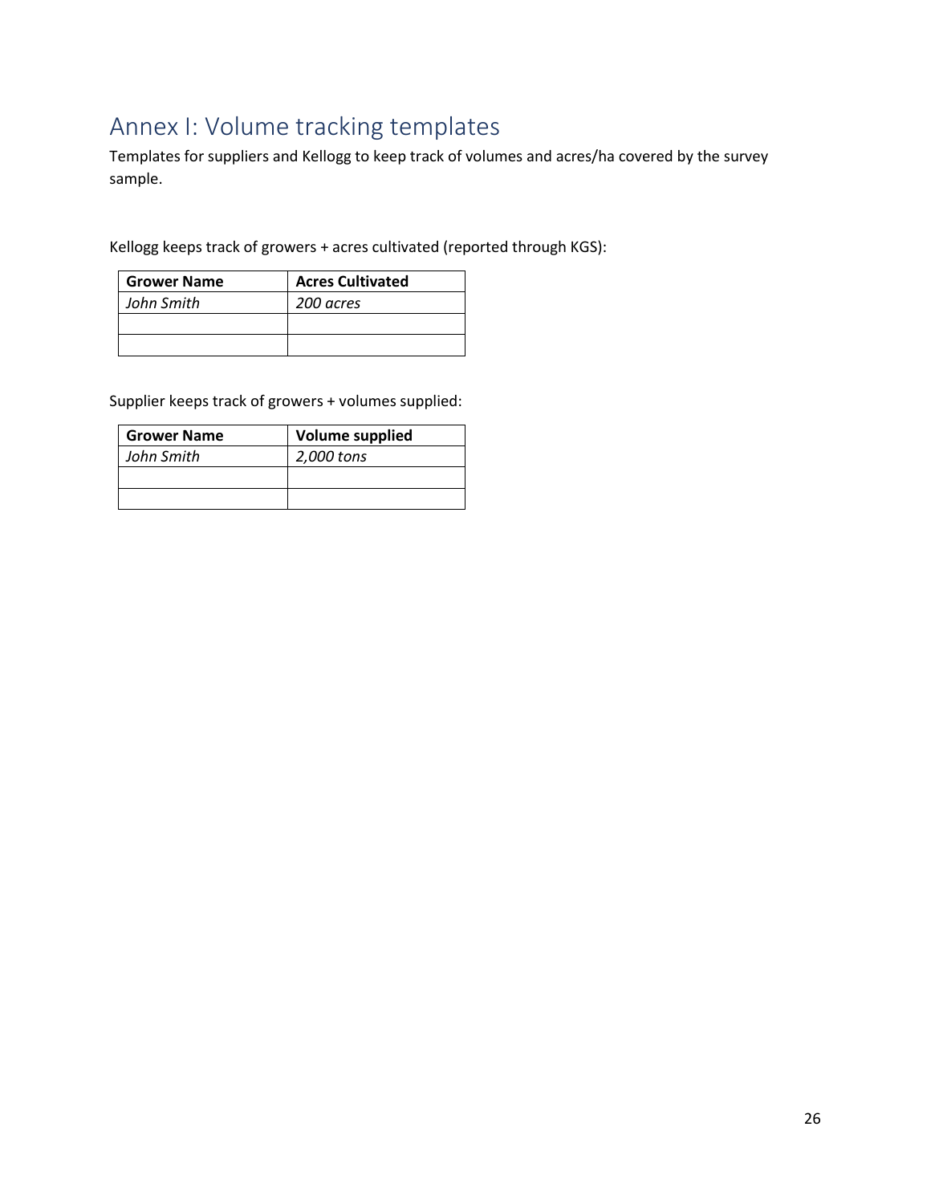# Annex I: Volume tracking templates

Templates for suppliers and Kellogg to keep track of volumes and acres/ha covered by the survey sample.

Kellogg keeps track of growers + acres cultivated (reported through KGS):

| **Grower Name** | **Acres Cultivated** |
|---|---|
| *John Smith* | *200 acres* |
| | |
| | |

Supplier keeps track of growers + volumes supplied:

| **Grower Name** | **Volume supplied** |
|---|---|
| *John Smith* | *2,000 tons* |
| | |
| | |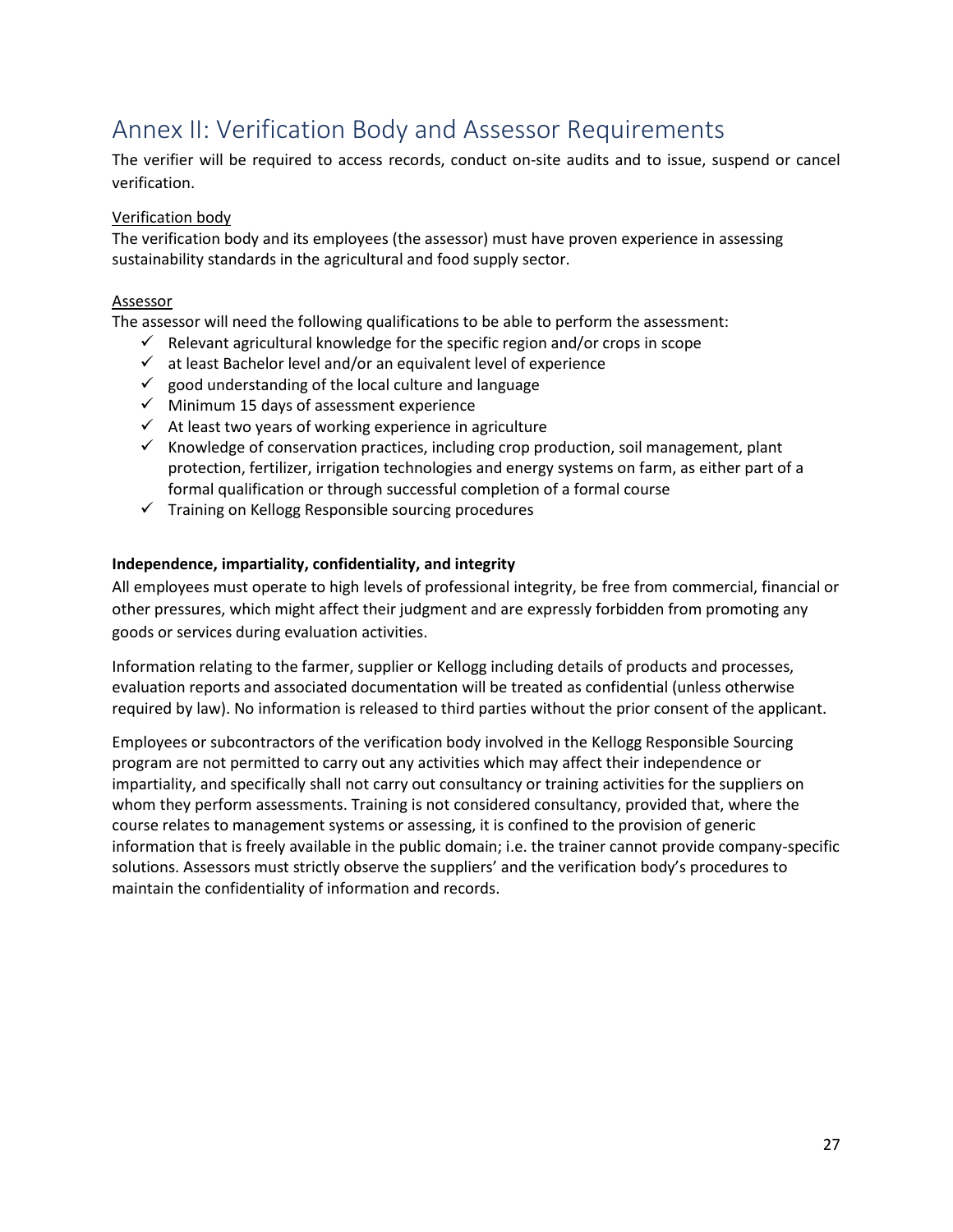# Annex II: Verification Body and Assessor Requirements

The verifier will be required to access records, conduct on-site audits and to issue, suspend or cancel verification.

Verification body

The verification body and its employees (the assessor) must have proven experience in assessing sustainability standards in the agricultural and food supply sector.

Assessor

The assessor will need the following qualifications to be able to perform the assessment:

- ✓ Relevant agricultural knowledge for the specific region and/or crops in scope
- ✓ at least Bachelor level and/or an equivalent level of experience
- ✓ good understanding of the local culture and language
- ✓ Minimum 15 days of assessment experience
- ✓ At least two years of working experience in agriculture
- ✓ Knowledge of conservation practices, including crop production, soil management, plant protection, fertilizer, irrigation technologies and energy systems on farm, as either part of a formal qualification or through successful completion of a formal course
- ✓ Training on Kellogg Responsible sourcing procedures

**Independence, impartiality, confidentiality, and integrity**

All employees must operate to high levels of professional integrity, be free from commercial, financial or other pressures, which might affect their judgment and are expressly forbidden from promoting any goods or services during evaluation activities.

Information relating to the farmer, supplier or Kellogg including details of products and processes, evaluation reports and associated documentation will be treated as confidential (unless otherwise required by law). No information is released to third parties without the prior consent of the applicant.

Employees or subcontractors of the verification body involved in the Kellogg Responsible Sourcing program are not permitted to carry out any activities which may affect their independence or impartiality, and specifically shall not carry out consultancy or training activities for the suppliers on whom they perform assessments. Training is not considered consultancy, provided that, where the course relates to management systems or assessing, it is confined to the provision of generic information that is freely available in the public domain; i.e. the trainer cannot provide company-specific solutions. Assessors must strictly observe the suppliers' and the verification body's procedures to maintain the confidentiality of information and records.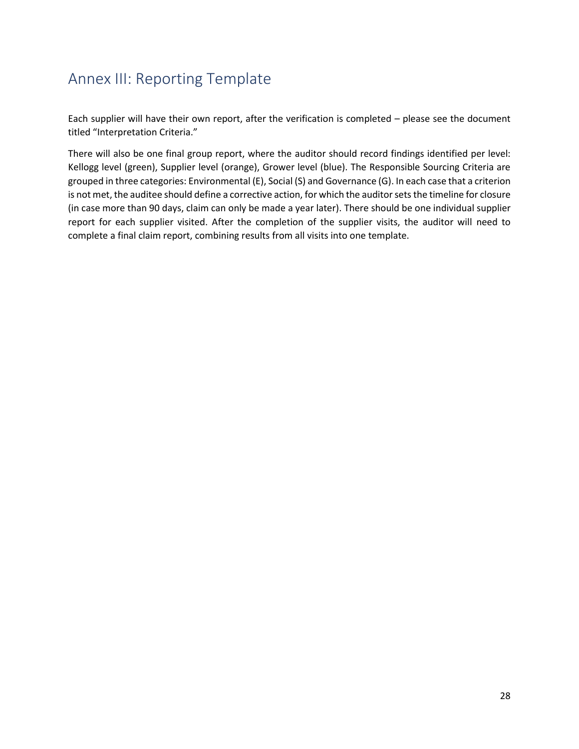# Annex III: Reporting Template

Each supplier will have their own report, after the verification is completed – please see the document titled "Interpretation Criteria."

There will also be one final group report, where the auditor should record findings identified per level: Kellogg level (green), Supplier level (orange), Grower level (blue). The Responsible Sourcing Criteria are grouped in three categories: Environmental (E), Social (S) and Governance (G). In each case that a criterion is not met, the auditee should define a corrective action, for which the auditor sets the timeline for closure (in case more than 90 days, claim can only be made a year later). There should be one individual supplier report for each supplier visited. After the completion of the supplier visits, the auditor will need to complete a final claim report, combining results from all visits into one template.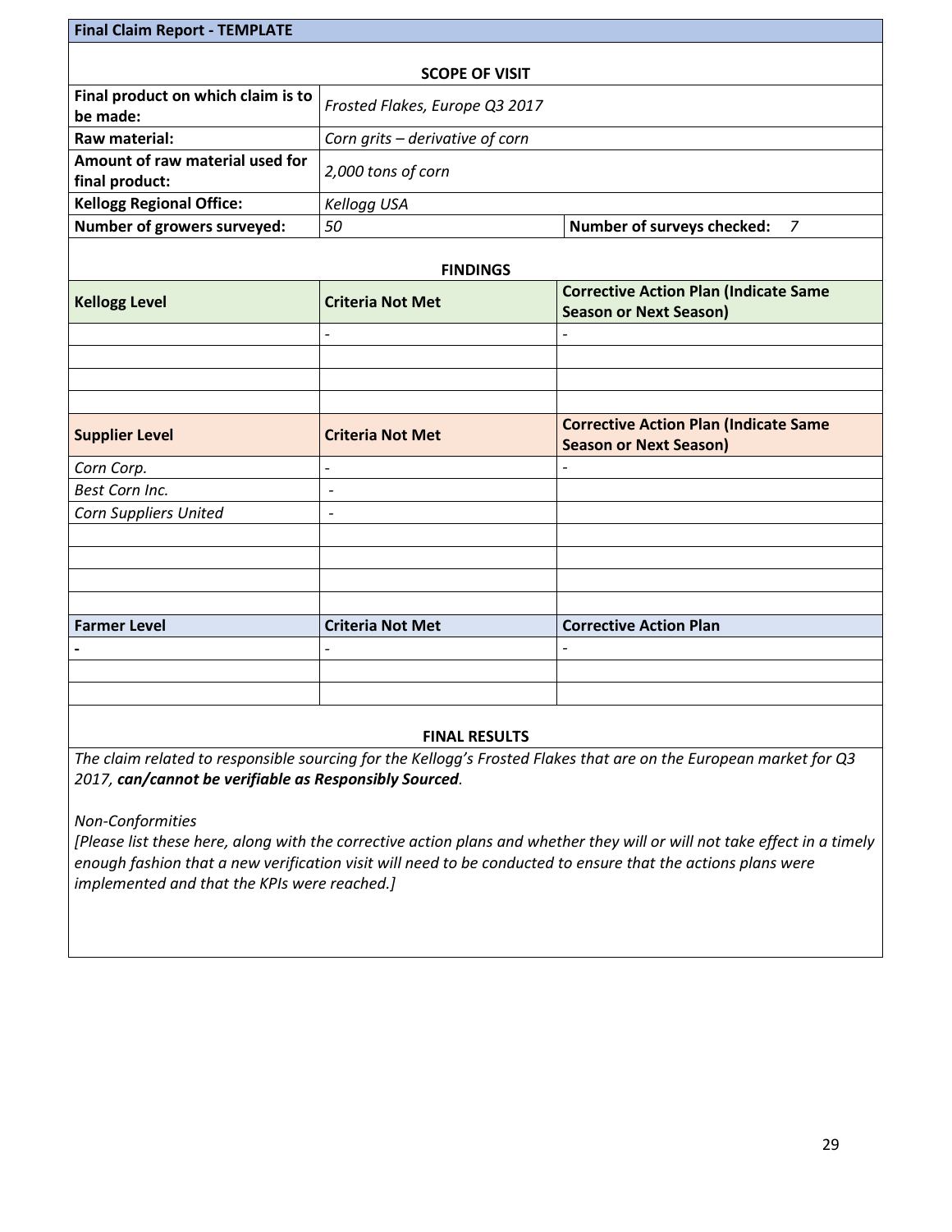| Final Claim Report - TEMPLATE | | |
|---|---|---|
| **SCOPE OF VISIT** | | |
| **Final product on which claim is to be made:** | *Frosted Flakes, Europe Q3 2017* | |
| **Raw material:** | *Corn grits – derivative of corn* | |
| **Amount of raw material used for final product:** | *2,000 tons of corn* | |
| **Kellogg Regional Office:** | *Kellogg USA* | |
| **Number of growers surveyed:** | *50* | **Number of surveys checked:** *7* |
| **FINDINGS** | | |
| **Kellogg Level** | **Criteria Not Met** | **Corrective Action Plan (Indicate Same Season or Next Season)** |
| | - | - |
| | | |
| | | |
| | | |
| **Supplier Level** | **Criteria Not Met** | **Corrective Action Plan (Indicate Same Season or Next Season)** |
| *Corn Corp.* | - | - |
| *Best Corn Inc.* | - | |
| *Corn Suppliers United* | - | |
| | | |
| | | |
| | | |
| | | |
| **Farmer Level** | **Criteria Not Met** | **Corrective Action Plan** |
| - | - | - |
| | | |
| | | |

**FINAL RESULTS**

*The claim related to responsible sourcing for the Kellogg's Frosted Flakes that are on the European market for Q3 2017,* ***can/cannot be verifiable as Responsibly Sourced****.*

*Non-Conformities*

*[Please list these here, along with the corrective action plans and whether they will or will not take effect in a timely enough fashion that a new verification visit will need to be conducted to ensure that the actions plans were implemented and that the KPIs were reached.]*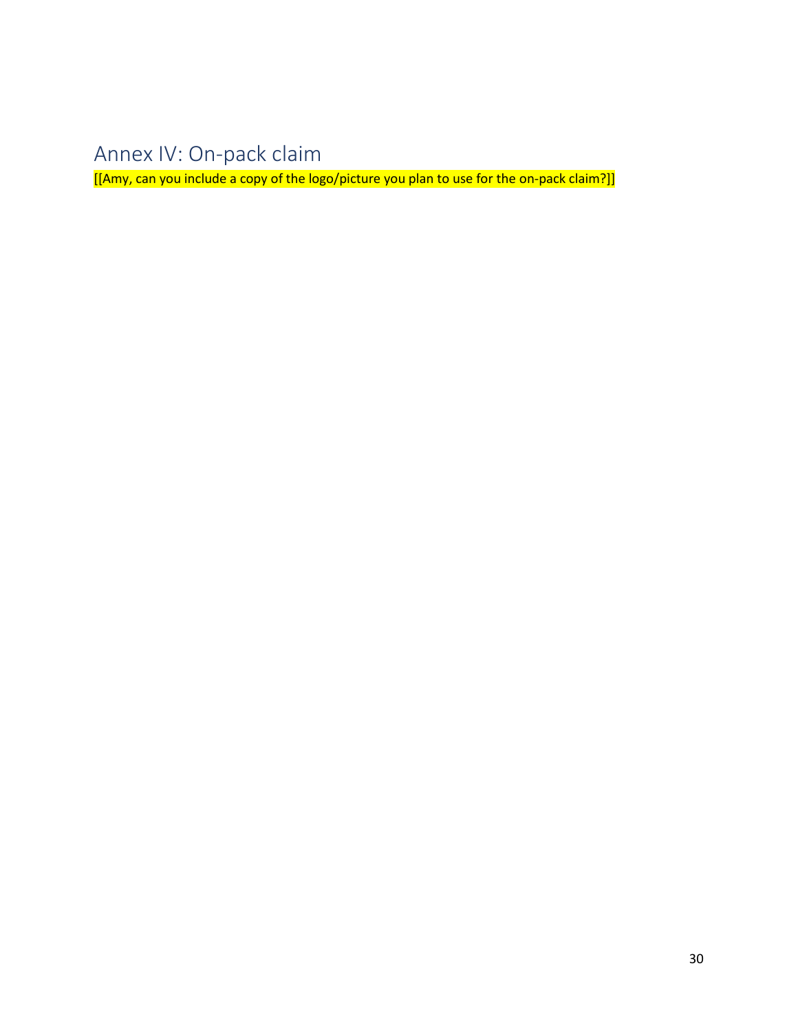## Annex IV: On-pack claim

[[Amy, can you include a copy of the logo/picture you plan to use for the on-pack claim?]]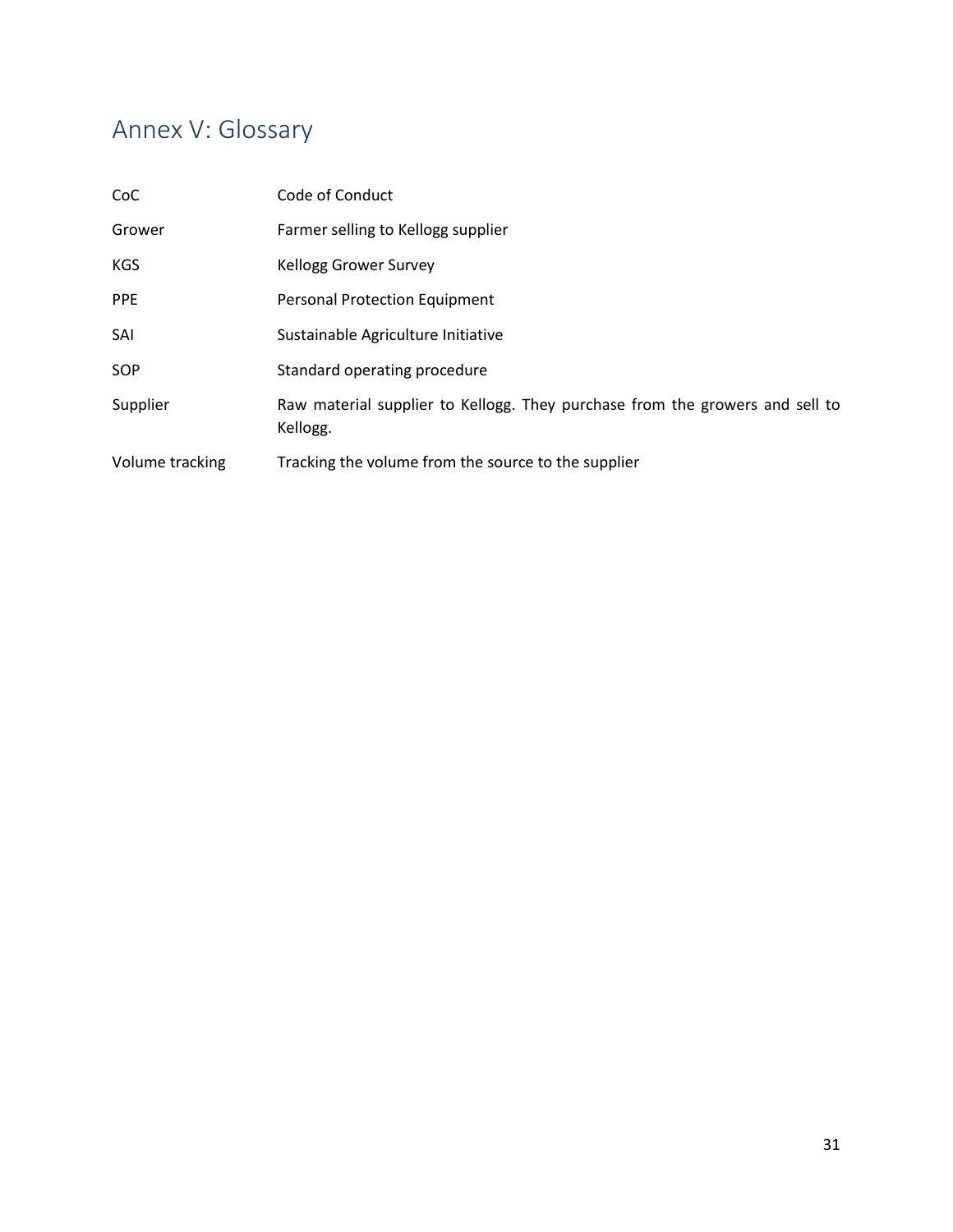# Annex V: Glossary

| | |
|---|---|
| CoC | Code of Conduct |
| Grower | Farmer selling to Kellogg supplier |
| KGS | Kellogg Grower Survey |
| PPE | Personal Protection Equipment |
| SAI | Sustainable Agriculture Initiative |
| SOP | Standard operating procedure |
| Supplier | Raw material supplier to Kellogg. They purchase from the growers and sell to Kellogg. |
| Volume tracking | Tracking the volume from the source to the supplier |